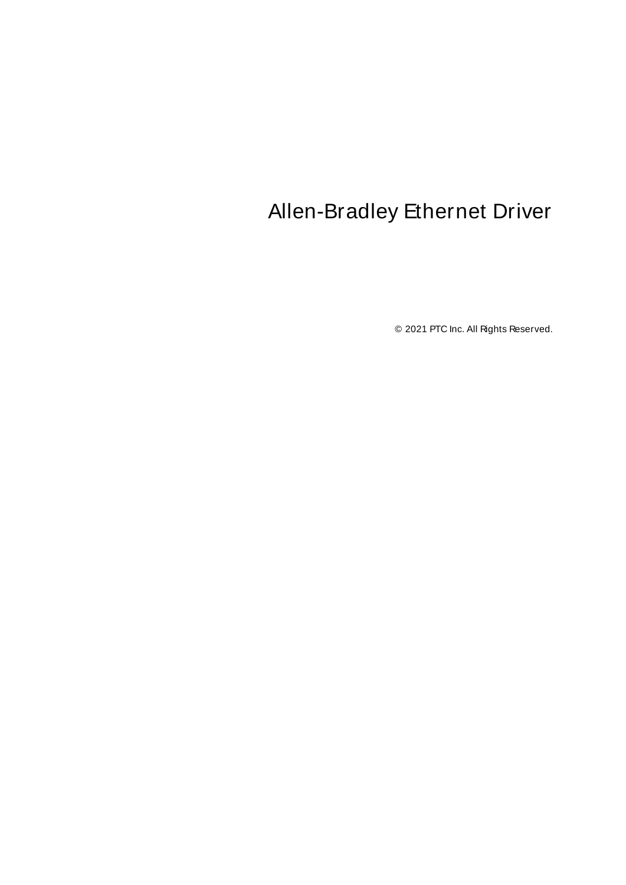# Allen-Bradley Ethernet Driver

© 2021 PTC Inc. All Rights Reserved.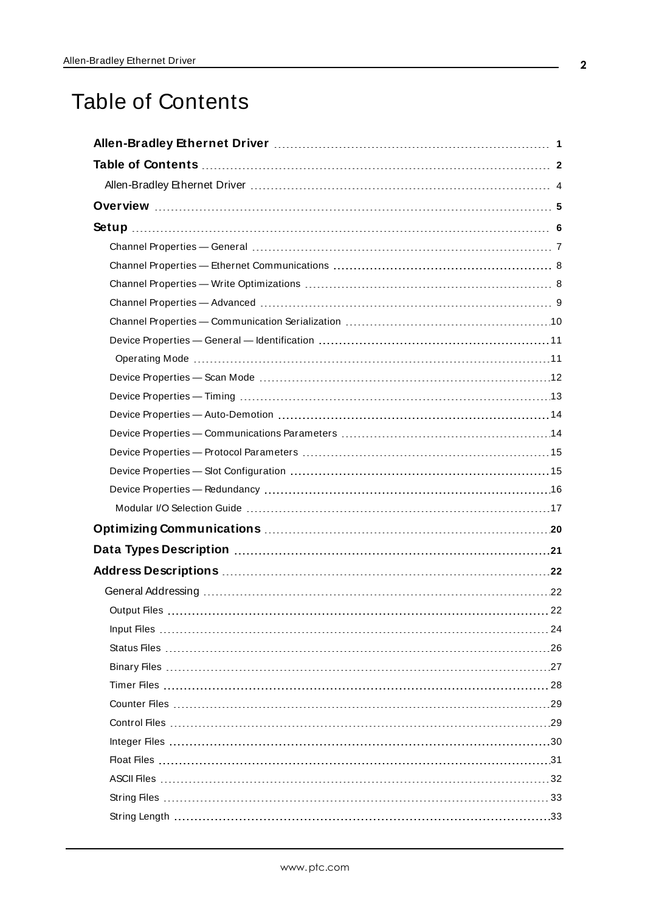# Table of Contents

**Allen-Bradley Ethernet Driver** 1

**Table of Contents** 2

Allen-Bradley Ethernet Driver 4

**Overview** 5

**Setup** 6

- Channel Properties — General 7
- Channel Properties — Ethernet Communications 8
- Channel Properties — Write Optimizations 8
- Channel Properties — Advanced 9
- Channel Properties — Communication Serialization 10
- Device Properties — General — Identification 11
  - Operating Mode 11
- Device Properties — Scan Mode 12
- Device Properties — Timing 13
- Device Properties — Auto-Demotion 14
- Device Properties — Communications Parameters 14
- Device Properties — Protocol Parameters 15
- Device Properties — Slot Configuration 15
- Device Properties — Redundancy 16
  - Modular I/O Selection Guide 17

**Optimizing Communications** 20

**Data Types Description** 21

**Address Descriptions** 22

General Addressing 22

- Output Files 22
- Input Files 24
- Status Files 26
- Binary Files 27
- Timer Files 28
- Counter Files 29
- Control Files 29
- Integer Files 30
- Float Files 31
- ASCII Files 32
- String Files 33
- String Length 33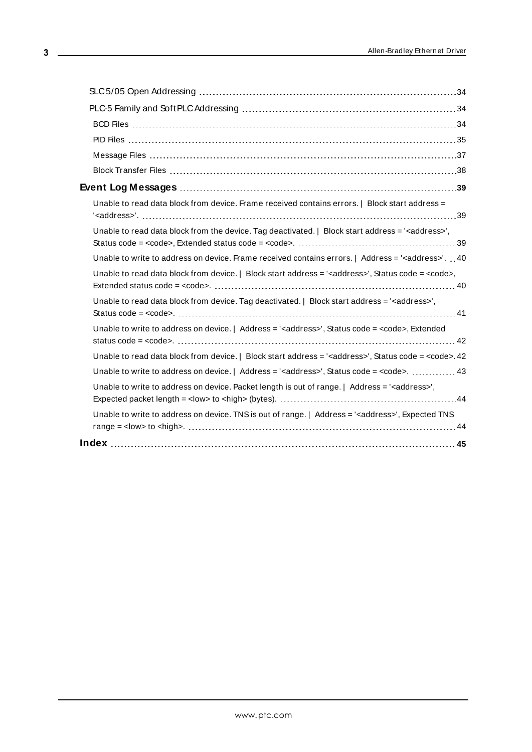SLC5/05 Open Addressing 34

PLC-5 Family and SoftPLC Addressing 34

BCD Files 34

PID Files 35

Message Files 37

Block Transfer Files 38

**Event Log Messages 39**

Unable to read data block from device. Frame received contains errors. | Block start address = '<address>'. 39

Unable to read data block from the device. Tag deactivated. | Block start address = '<address>', Status code = <code>, Extended status code = <code>. 39

Unable to write to address on device. Frame received contains errors. | Address = '<address>'. 40

Unable to read data block from device. | Block start address = '<address>', Status code = <code>, Extended status code = <code>. 40

Unable to read data block from device. Tag deactivated. | Block start address = '<address>', Status code = <code>. 41

Unable to write to address on device. | Address = '<address>', Status code = <code>, Extended status code = <code>. 42

Unable to read data block from device. | Block start address = '<address>', Status code = <code>. 42

Unable to write to address on device. | Address = '<address>', Status code = <code>. 43

Unable to write to address on device. Packet length is out of range. | Address = '<address>', Expected packet length = <low> to <high> (bytes). 44

Unable to write to address on device. TNS is out of range. | Address = '<address>', Expected TNS range = <low> to <high>. 44

**Index 45**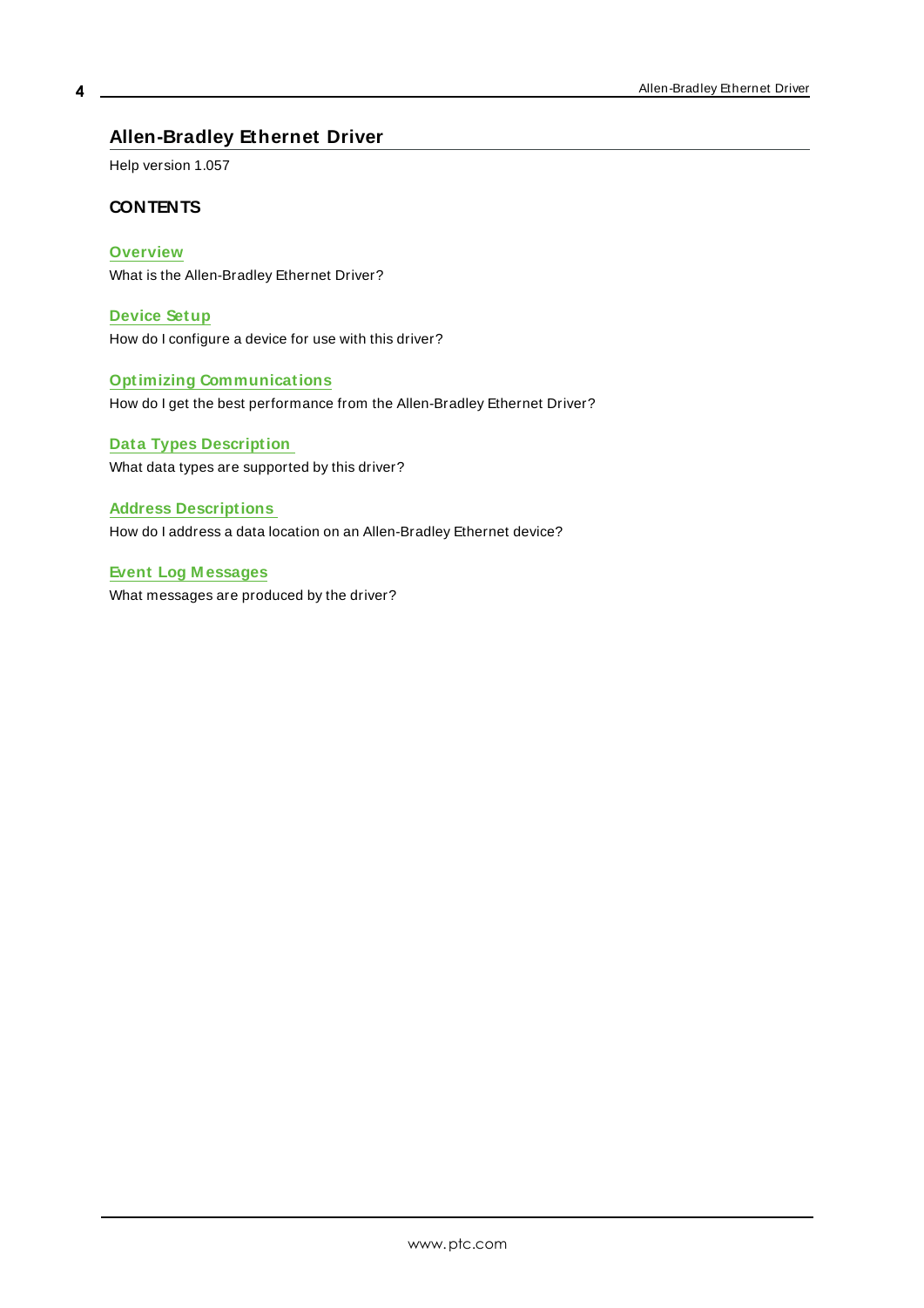# Allen-Bradley Ethernet Driver

Help version 1.057

## CONTENTS

**Overview**
What is the Allen-Bradley Ethernet Driver?

**Device Setup**
How do I configure a device for use with this driver?

**Optimizing Communications**
How do I get the best performance from the Allen-Bradley Ethernet Driver?

**Data Types Description**
What data types are supported by this driver?

**Address Descriptions**
How do I address a data location on an Allen-Bradley Ethernet device?

**Event Log Messages**
What messages are produced by the driver?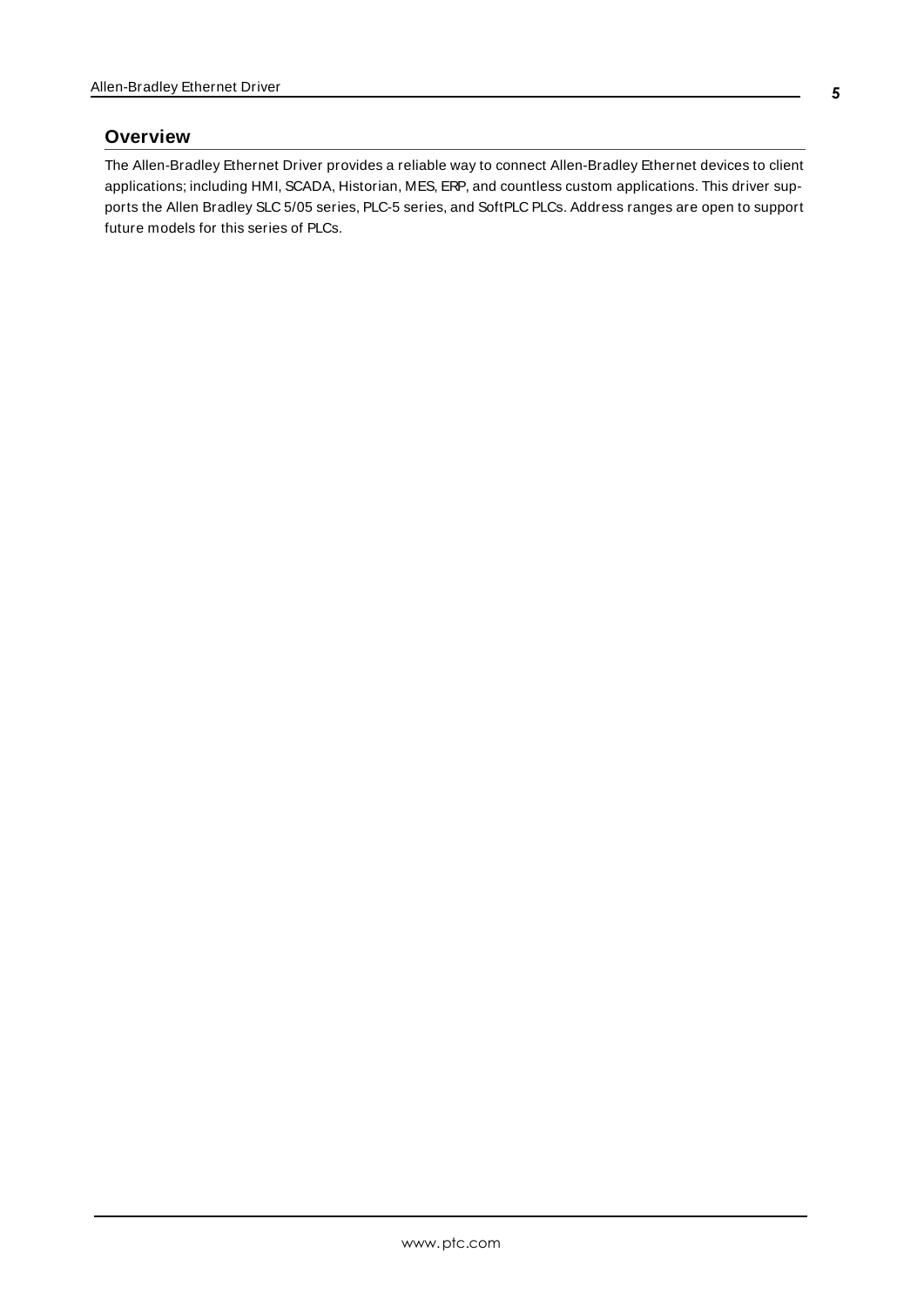## Overview

The Allen-Bradley Ethernet Driver provides a reliable way to connect Allen-Bradley Ethernet devices to client applications; including HMI, SCADA, Historian, MES, ERP, and countless custom applications. This driver supports the Allen Bradley SLC 5/05 series, PLC-5 series, and SoftPLC PLCs. Address ranges are open to support future models for this series of PLCs.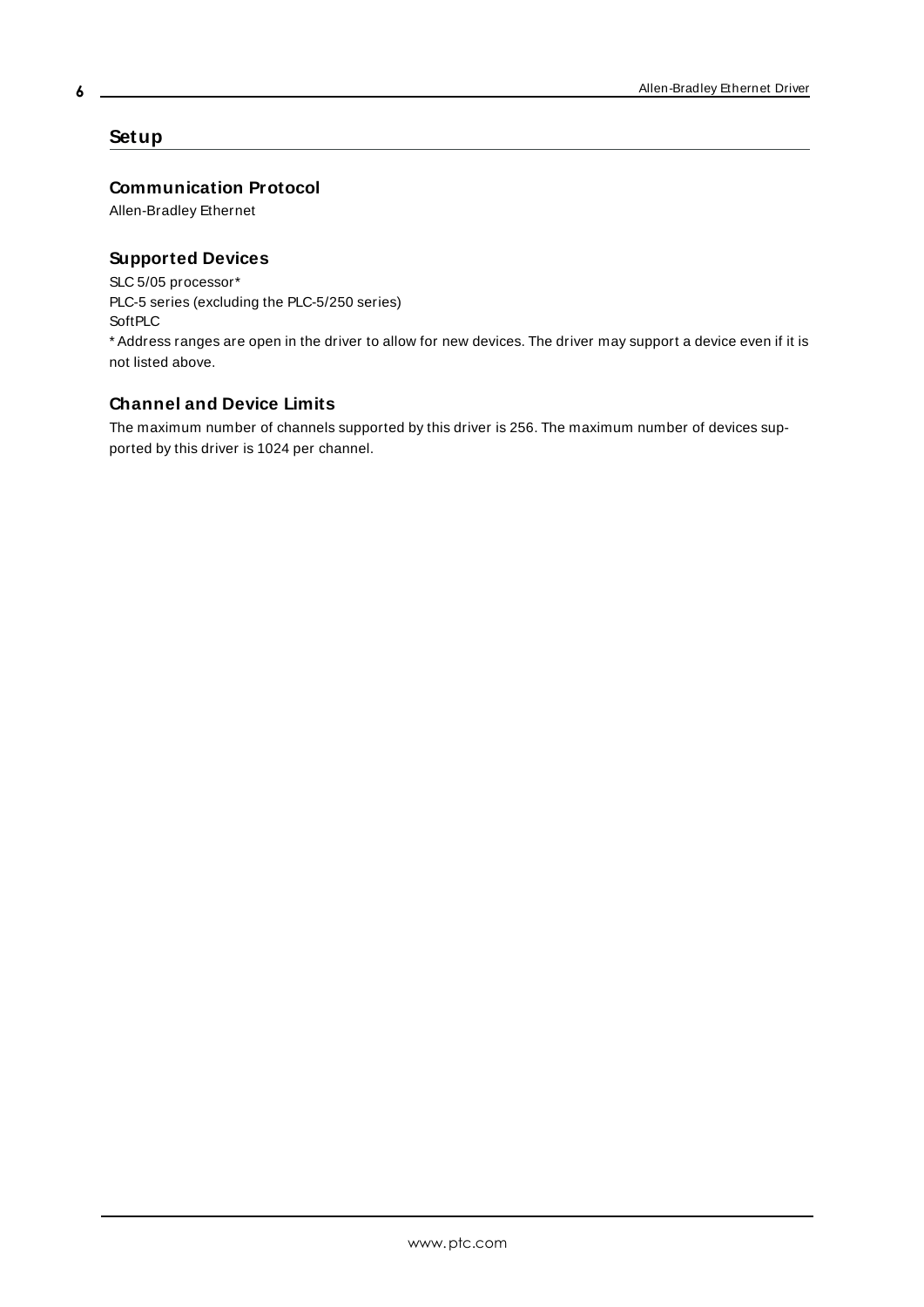# Setup

## Communication Protocol

Allen-Bradley Ethernet

## Supported Devices

SLC 5/05 processor*
PLC-5 series (excluding the PLC-5/250 series)
SoftPLC
* Address ranges are open in the driver to allow for new devices. The driver may support a device even if it is not listed above.

## Channel and Device Limits

The maximum number of channels supported by this driver is 256. The maximum number of devices supported by this driver is 1024 per channel.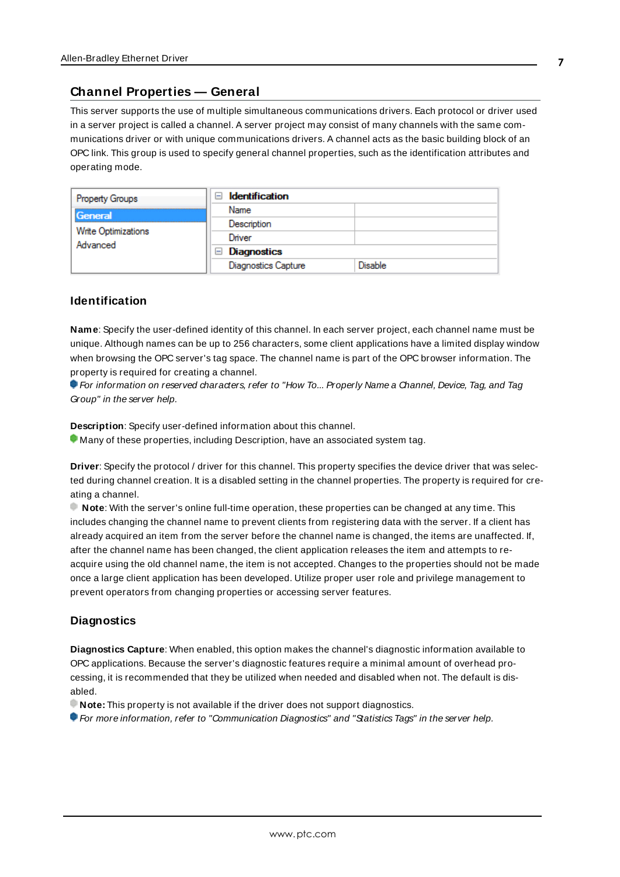## Channel Properties — General

This server supports the use of multiple simultaneous communications drivers. Each protocol or driver used in a server project is called a channel. A server project may consist of many channels with the same communications driver or with unique communications drivers. A channel acts as the basic building block of an OPC link. This group is used to specify general channel properties, such as the identification attributes and operating mode.

| Property Groups | Identification | |
|---|---|---|
| General | Name | |
| Write Optimizations | Description | |
| Advanced | Driver | |
| | Diagnostics | |
| | Diagnostics Capture | Disable |

### Identification

**Name**: Specify the user-defined identity of this channel. In each server project, each channel name must be unique. Although names can be up to 256 characters, some client applications have a limited display window when browsing the OPC server's tag space. The channel name is part of the OPC browser information. The property is required for creating a channel.

*For information on reserved characters, refer to "How To... Properly Name a Channel, Device, Tag, and Tag Group" in the server help.*

**Description**: Specify user-defined information about this channel.

Many of these properties, including Description, have an associated system tag.

**Driver**: Specify the protocol / driver for this channel. This property specifies the device driver that was selected during channel creation. It is a disabled setting in the channel properties. The property is required for creating a channel.

**Note**: With the server's online full-time operation, these properties can be changed at any time. This includes changing the channel name to prevent clients from registering data with the server. If a client has already acquired an item from the server before the channel name is changed, the items are unaffected. If, after the channel name has been changed, the client application releases the item and attempts to re-acquire using the old channel name, the item is not accepted. Changes to the properties should not be made once a large client application has been developed. Utilize proper user role and privilege management to prevent operators from changing properties or accessing server features.

### Diagnostics

**Diagnostics Capture**: When enabled, this option makes the channel's diagnostic information available to OPC applications. Because the server's diagnostic features require a minimal amount of overhead processing, it is recommended that they be utilized when needed and disabled when not. The default is disabled.

**Note:** This property is not available if the driver does not support diagnostics.

*For more information, refer to "Communication Diagnostics" and "Statistics Tags" in the server help.*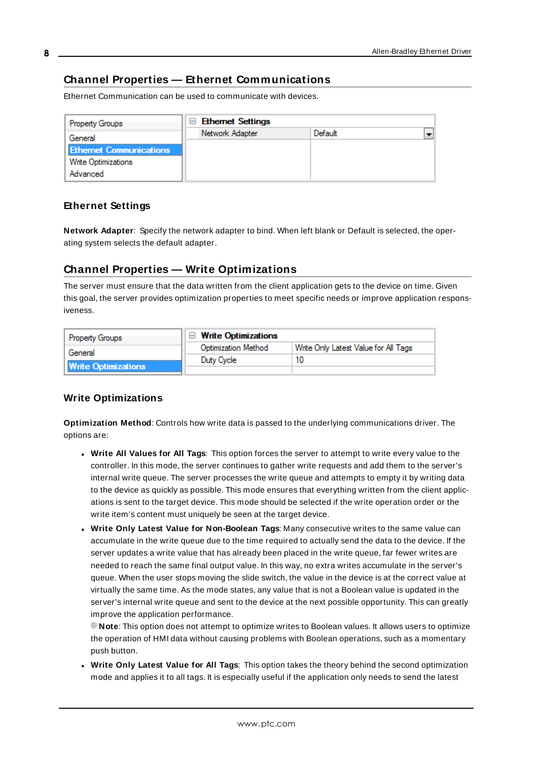## Channel Properties — Ethernet Communications

Ethernet Communication can be used to communicate with devices.

| Property Groups | Ethernet Settings | |
|---|---|---|
| General | Network Adapter | Default |
| Ethernet Communications | | |
| Write Optimizations | | |
| Advanced | | |

### Ethernet Settings

**Network Adapter**: Specify the network adapter to bind. When left blank or Default is selected, the operating system selects the default adapter.

## Channel Properties — Write Optimizations

The server must ensure that the data written from the client application gets to the device on time. Given this goal, the server provides optimization properties to meet specific needs or improve application responsiveness.

| Property Groups | Write Optimizations | |
|---|---|---|
| General | Optimization Method | Write Only Latest Value for All Tags |
| Write Optimizations | Duty Cycle | 10 |

### Write Optimizations

**Optimization Method**: Controls how write data is passed to the underlying communications driver. The options are:

- **Write All Values for All Tags**: This option forces the server to attempt to write every value to the controller. In this mode, the server continues to gather write requests and add them to the server's internal write queue. The server processes the write queue and attempts to empty it by writing data to the device as quickly as possible. This mode ensures that everything written from the client applications is sent to the target device. This mode should be selected if the write operation order or the write item's content must uniquely be seen at the target device.
- **Write Only Latest Value for Non-Boolean Tags**: Many consecutive writes to the same value can accumulate in the write queue due to the time required to actually send the data to the device. If the server updates a write value that has already been placed in the write queue, far fewer writes are needed to reach the same final output value. In this way, no extra writes accumulate in the server's queue. When the user stops moving the slide switch, the value in the device is at the correct value at virtually the same time. As the mode states, any value that is not a Boolean value is updated in the server's internal write queue and sent to the device at the next possible opportunity. This can greatly improve the application performance.
  **Note**: This option does not attempt to optimize writes to Boolean values. It allows users to optimize the operation of HMI data without causing problems with Boolean operations, such as a momentary push button.
- **Write Only Latest Value for All Tags**: This option takes the theory behind the second optimization mode and applies it to all tags. It is especially useful if the application only needs to send the latest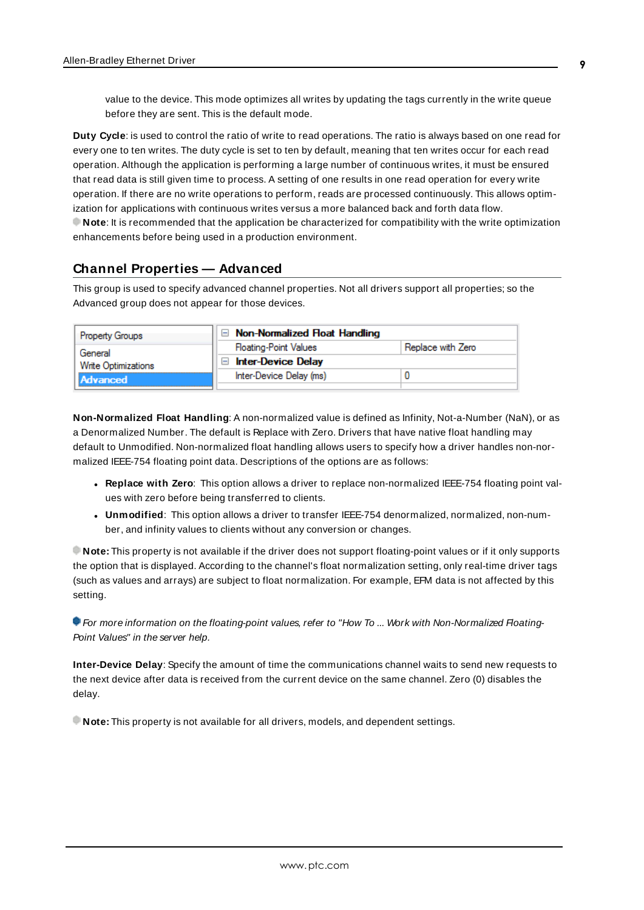value to the device. This mode optimizes all writes by updating the tags currently in the write queue before they are sent. This is the default mode.

**Duty Cycle**: is used to control the ratio of write to read operations. The ratio is always based on one read for every one to ten writes. The duty cycle is set to ten by default, meaning that ten writes occur for each read operation. Although the application is performing a large number of continuous writes, it must be ensured that read data is still given time to process. A setting of one results in one read operation for every write operation. If there are no write operations to perform, reads are processed continuously. This allows optimization for applications with continuous writes versus a more balanced back and forth data flow.

**Note**: It is recommended that the application be characterized for compatibility with the write optimization enhancements before being used in a production environment.

## Channel Properties — Advanced

This group is used to specify advanced channel properties. Not all drivers support all properties; so the Advanced group does not appear for those devices.

| Property Groups | Property | Value |
| --- | --- | --- |
| General | **Non-Normalized Float Handling** | |
| Write Optimizations | Floating-Point Values | Replace with Zero |
| **Advanced** | **Inter-Device Delay** | |
| | Inter-Device Delay (ms) | 0 |

**Non-Normalized Float Handling**: A non-normalized value is defined as Infinity, Not-a-Number (NaN), or as a Denormalized Number. The default is Replace with Zero. Drivers that have native float handling may default to Unmodified. Non-normalized float handling allows users to specify how a driver handles non-normalized IEEE-754 floating point data. Descriptions of the options are as follows:

- **Replace with Zero**: This option allows a driver to replace non-normalized IEEE-754 floating point values with zero before being transferred to clients.
- **Unmodified**: This option allows a driver to transfer IEEE-754 denormalized, normalized, non-number, and infinity values to clients without any conversion or changes.

**Note:** This property is not available if the driver does not support floating-point values or if it only supports the option that is displayed. According to the channel's float normalization setting, only real-time driver tags (such as values and arrays) are subject to float normalization. For example, EFM data is not affected by this setting.

*For more information on the floating-point values, refer to "How To ... Work with Non-Normalized Floating-Point Values" in the server help.*

**Inter-Device Delay**: Specify the amount of time the communications channel waits to send new requests to the next device after data is received from the current device on the same channel. Zero (0) disables the delay.

**Note:** This property is not available for all drivers, models, and dependent settings.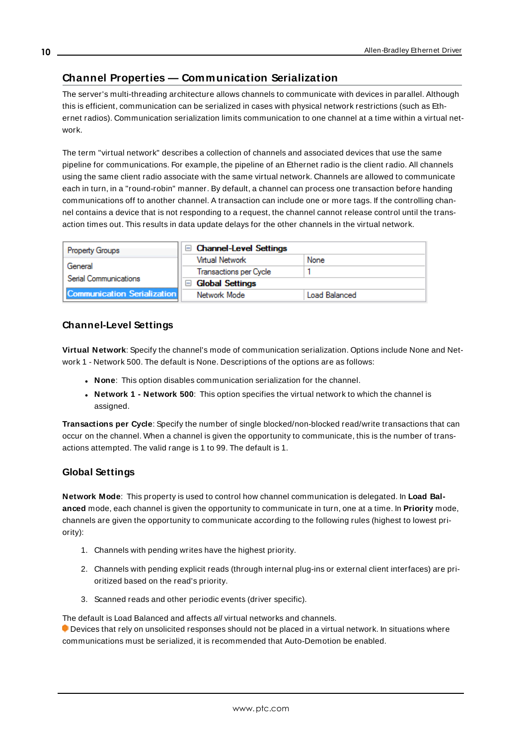## Channel Properties — Communication Serialization

The server's multi-threading architecture allows channels to communicate with devices in parallel. Although this is efficient, communication can be serialized in cases with physical network restrictions (such as Ethernet radios). Communication serialization limits communication to one channel at a time within a virtual network.

The term "virtual network" describes a collection of channels and associated devices that use the same pipeline for communications. For example, the pipeline of an Ethernet radio is the client radio. All channels using the same client radio associate with the same virtual network. Channels are allowed to communicate each in turn, in a "round-robin" manner. By default, a channel can process one transaction before handing communications off to another channel. A transaction can include one or more tags. If the controlling channel contains a device that is not responding to a request, the channel cannot release control until the transaction times out. This results in data update delays for the other channels in the virtual network.

| Property Groups | Channel-Level Settings | |
|---|---|---|
| General | Virtual Network | None |
| Serial Communications | Transactions per Cycle | 1 |
| | Global Settings | |
| **Communication Serialization** | Network Mode | Load Balanced |

### Channel-Level Settings

**Virtual Network**: Specify the channel's mode of communication serialization. Options include None and Network 1 - Network 500. The default is None. Descriptions of the options are as follows:

- **None**: This option disables communication serialization for the channel.
- **Network 1 - Network 500**: This option specifies the virtual network to which the channel is assigned.

**Transactions per Cycle**: Specify the number of single blocked/non-blocked read/write transactions that can occur on the channel. When a channel is given the opportunity to communicate, this is the number of transactions attempted. The valid range is 1 to 99. The default is 1.

### Global Settings

**Network Mode**: This property is used to control how channel communication is delegated. In **Load Balanced** mode, each channel is given the opportunity to communicate in turn, one at a time. In **Priority** mode, channels are given the opportunity to communicate according to the following rules (highest to lowest priority):

1. Channels with pending writes have the highest priority.
2. Channels with pending explicit reads (through internal plug-ins or external client interfaces) are prioritized based on the read's priority.
3. Scanned reads and other periodic events (driver specific).

The default is Load Balanced and affects *all* virtual networks and channels.

Devices that rely on unsolicited responses should not be placed in a virtual network. In situations where communications must be serialized, it is recommended that Auto-Demotion be enabled.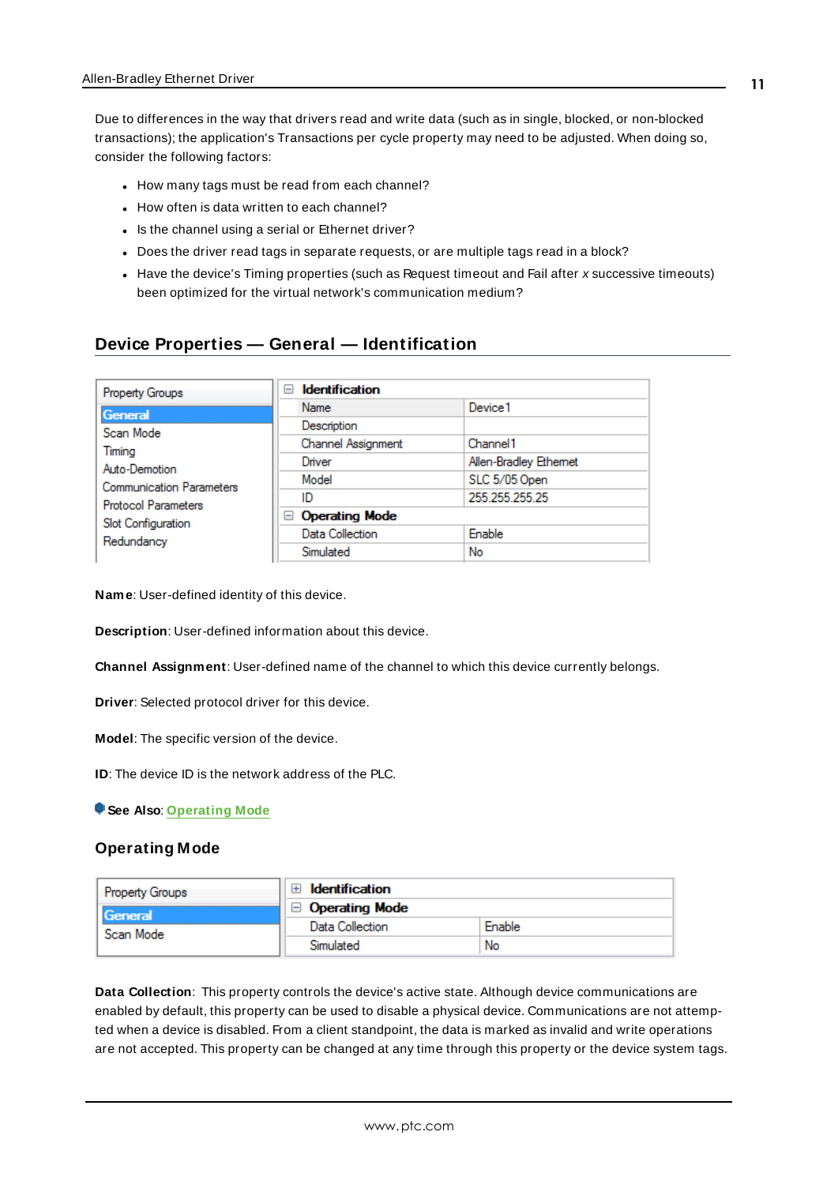Due to differences in the way that drivers read and write data (such as in single, blocked, or non-blocked transactions); the application's Transactions per cycle property may need to be adjusted. When doing so, consider the following factors:

- How many tags must be read from each channel?
- How often is data written to each channel?
- Is the channel using a serial or Ethernet driver?
- Does the driver read tags in separate requests, or are multiple tags read in a block?
- Have the device's Timing properties (such as Request timeout and Fail after *x* successive timeouts) been optimized for the virtual network's communication medium?

## Device Properties — General — Identification

| Property Groups | | |
|---|---|---|
| **General** | **Identification** | |
| Scan Mode | Name | Device1 |
| Timing | Description | |
| Auto-Demotion | Channel Assignment | Channel1 |
| Communication Parameters | Driver | Allen-Bradley Ethernet |
| Protocol Parameters | Model | SLC 5/05 Open |
| Slot Configuration | ID | 255.255.255.25 |
| Redundancy | **Operating Mode** | |
| | Data Collection | Enable |
| | Simulated | No |

**Name**: User-defined identity of this device.

**Description**: User-defined information about this device.

**Channel Assignment**: User-defined name of the channel to which this device currently belongs.

**Driver**: Selected protocol driver for this device.

**Model**: The specific version of the device.

**ID**: The device ID is the network address of the PLC.

**See Also**: Operating Mode

### Operating Mode

| Property Groups | | |
|---|---|---|
| **General** | **Identification** | |
| Scan Mode | **Operating Mode** | |
| | Data Collection | Enable |
| | Simulated | No |

**Data Collection**: This property controls the device's active state. Although device communications are enabled by default, this property can be used to disable a physical device. Communications are not attempted when a device is disabled. From a client standpoint, the data is marked as invalid and write operations are not accepted. This property can be changed at any time through this property or the device system tags.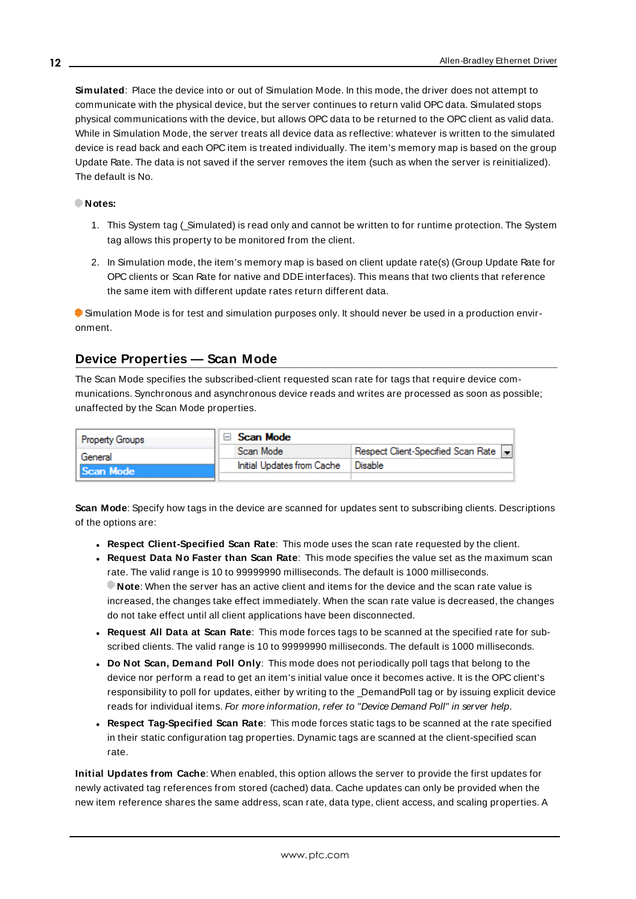**Simulated**: Place the device into or out of Simulation Mode. In this mode, the driver does not attempt to communicate with the physical device, but the server continues to return valid OPC data. Simulated stops physical communications with the device, but allows OPC data to be returned to the OPC client as valid data. While in Simulation Mode, the server treats all device data as reflective: whatever is written to the simulated device is read back and each OPC item is treated individually. The item's memory map is based on the group Update Rate. The data is not saved if the server removes the item (such as when the server is reinitialized). The default is No.

**Notes:**

1. This System tag (_Simulated) is read only and cannot be written to for runtime protection. The System tag allows this property to be monitored from the client.
2. In Simulation mode, the item's memory map is based on client update rate(s) (Group Update Rate for OPC clients or Scan Rate for native and DDE interfaces). This means that two clients that reference the same item with different update rates return different data.

Simulation Mode is for test and simulation purposes only. It should never be used in a production environment.

## Device Properties — Scan Mode

The Scan Mode specifies the subscribed-client requested scan rate for tags that require device communications. Synchronous and asynchronous device reads and writes are processed as soon as possible; unaffected by the Scan Mode properties.

| Property Groups | Scan Mode | |
|---|---|---|
| General | Scan Mode | Respect Client-Specified Scan Rate |
| Scan Mode | Initial Updates from Cache | Disable |

**Scan Mode**: Specify how tags in the device are scanned for updates sent to subscribing clients. Descriptions of the options are:

- **Respect Client-Specified Scan Rate**: This mode uses the scan rate requested by the client.
- **Request Data No Faster than Scan Rate**: This mode specifies the value set as the maximum scan rate. The valid range is 10 to 99999990 milliseconds. The default is 1000 milliseconds.
  **Note**: When the server has an active client and items for the device and the scan rate value is increased, the changes take effect immediately. When the scan rate value is decreased, the changes do not take effect until all client applications have been disconnected.
- **Request All Data at Scan Rate**: This mode forces tags to be scanned at the specified rate for subscribed clients. The valid range is 10 to 99999990 milliseconds. The default is 1000 milliseconds.
- **Do Not Scan, Demand Poll Only**: This mode does not periodically poll tags that belong to the device nor perform a read to get an item's initial value once it becomes active. It is the OPC client's responsibility to poll for updates, either by writing to the _DemandPoll tag or by issuing explicit device reads for individual items. *For more information, refer to "Device Demand Poll" in server help.*
- **Respect Tag-Specified Scan Rate**: This mode forces static tags to be scanned at the rate specified in their static configuration tag properties. Dynamic tags are scanned at the client-specified scan rate.

**Initial Updates from Cache**: When enabled, this option allows the server to provide the first updates for newly activated tag references from stored (cached) data. Cache updates can only be provided when the new item reference shares the same address, scan rate, data type, client access, and scaling properties. A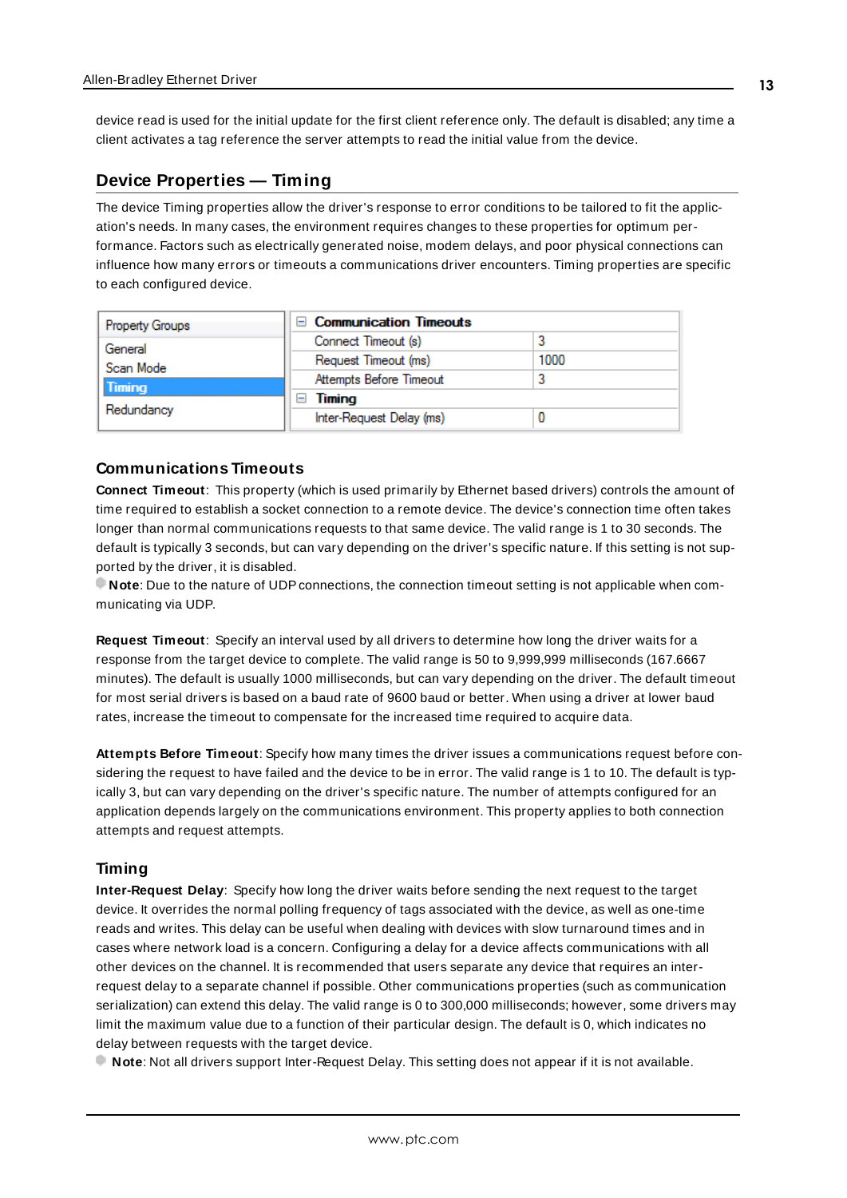device read is used for the initial update for the first client reference only. The default is disabled; any time a client activates a tag reference the server attempts to read the initial value from the device.

## Device Properties — Timing

The device Timing properties allow the driver's response to error conditions to be tailored to fit the application's needs. In many cases, the environment requires changes to these properties for optimum performance. Factors such as electrically generated noise, modem delays, and poor physical connections can influence how many errors or timeouts a communications driver encounters. Timing properties are specific to each configured device.

| Property Groups | Communication Timeouts | |
|---|---|---|
| General | Connect Timeout (s) | 3 |
| Scan Mode | Request Timeout (ms) | 1000 |
| Timing | Attempts Before Timeout | 3 |
| Redundancy | **Timing** | |
| | Inter-Request Delay (ms) | 0 |

### Communications Timeouts

**Connect Timeout**: This property (which is used primarily by Ethernet based drivers) controls the amount of time required to establish a socket connection to a remote device. The device's connection time often takes longer than normal communications requests to that same device. The valid range is 1 to 30 seconds. The default is typically 3 seconds, but can vary depending on the driver's specific nature. If this setting is not supported by the driver, it is disabled.

**Note**: Due to the nature of UDP connections, the connection timeout setting is not applicable when communicating via UDP.

**Request Timeout**: Specify an interval used by all drivers to determine how long the driver waits for a response from the target device to complete. The valid range is 50 to 9,999,999 milliseconds (167.6667 minutes). The default is usually 1000 milliseconds, but can vary depending on the driver. The default timeout for most serial drivers is based on a baud rate of 9600 baud or better. When using a driver at lower baud rates, increase the timeout to compensate for the increased time required to acquire data.

**Attempts Before Timeout**: Specify how many times the driver issues a communications request before considering the request to have failed and the device to be in error. The valid range is 1 to 10. The default is typically 3, but can vary depending on the driver's specific nature. The number of attempts configured for an application depends largely on the communications environment. This property applies to both connection attempts and request attempts.

### Timing

**Inter-Request Delay**: Specify how long the driver waits before sending the next request to the target device. It overrides the normal polling frequency of tags associated with the device, as well as one-time reads and writes. This delay can be useful when dealing with devices with slow turnaround times and in cases where network load is a concern. Configuring a delay for a device affects communications with all other devices on the channel. It is recommended that users separate any device that requires an inter-request delay to a separate channel if possible. Other communications properties (such as communication serialization) can extend this delay. The valid range is 0 to 300,000 milliseconds; however, some drivers may limit the maximum value due to a function of their particular design. The default is 0, which indicates no delay between requests with the target device.

**Note**: Not all drivers support Inter-Request Delay. This setting does not appear if it is not available.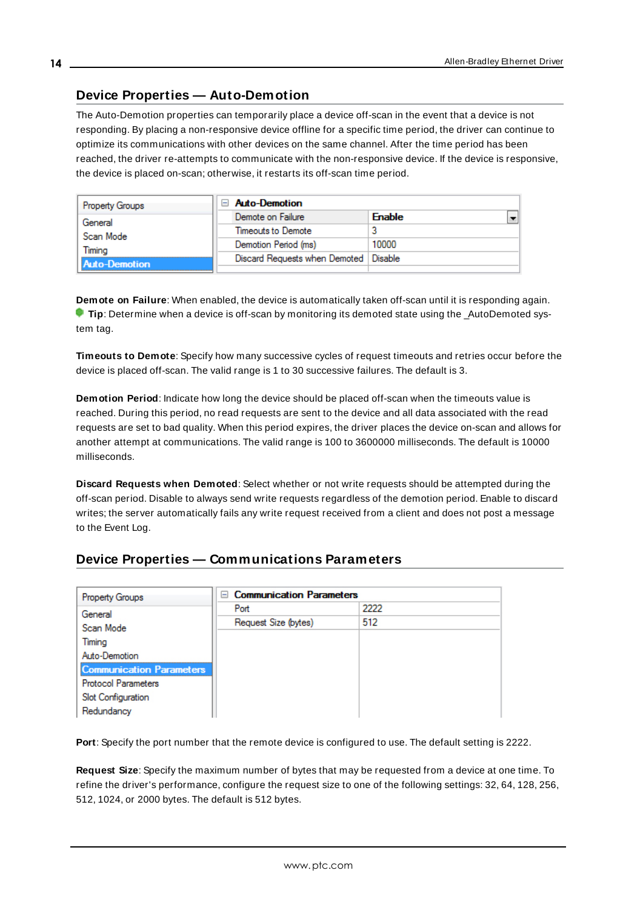## Device Properties — Auto-Demotion

The Auto-Demotion properties can temporarily place a device off-scan in the event that a device is not responding. By placing a non-responsive device offline for a specific time period, the driver can continue to optimize its communications with other devices on the same channel. After the time period has been reached, the driver re-attempts to communicate with the non-responsive device. If the device is responsive, the device is placed on-scan; otherwise, it restarts its off-scan time period.

| Property Groups | Auto-Demotion | |
|---|---|---|
| General | Demote on Failure | Enable |
| Scan Mode | Timeouts to Demote | 3 |
| Timing | Demotion Period (ms) | 10000 |
| Auto-Demotion | Discard Requests when Demoted | Disable |

**Demote on Failure**: When enabled, the device is automatically taken off-scan until it is responding again.
**Tip**: Determine when a device is off-scan by monitoring its demoted state using the _AutoDemoted system tag.

**Timeouts to Demote**: Specify how many successive cycles of request timeouts and retries occur before the device is placed off-scan. The valid range is 1 to 30 successive failures. The default is 3.

**Demotion Period**: Indicate how long the device should be placed off-scan when the timeouts value is reached. During this period, no read requests are sent to the device and all data associated with the read requests are set to bad quality. When this period expires, the driver places the device on-scan and allows for another attempt at communications. The valid range is 100 to 3600000 milliseconds. The default is 10000 milliseconds.

**Discard Requests when Demoted**: Select whether or not write requests should be attempted during the off-scan period. Disable to always send write requests regardless of the demotion period. Enable to discard writes; the server automatically fails any write request received from a client and does not post a message to the Event Log.

## Device Properties — Communications Parameters

| Property Groups | Communication Parameters | |
|---|---|---|
| General | Port | 2222 |
| Scan Mode | Request Size (bytes) | 512 |
| Timing | | |
| Auto-Demotion | | |
| Communication Parameters | | |
| Protocol Parameters | | |
| Slot Configuration | | |
| Redundancy | | |

**Port**: Specify the port number that the remote device is configured to use. The default setting is 2222.

**Request Size**: Specify the maximum number of bytes that may be requested from a device at one time. To refine the driver's performance, configure the request size to one of the following settings: 32, 64, 128, 256, 512, 1024, or 2000 bytes. The default is 512 bytes.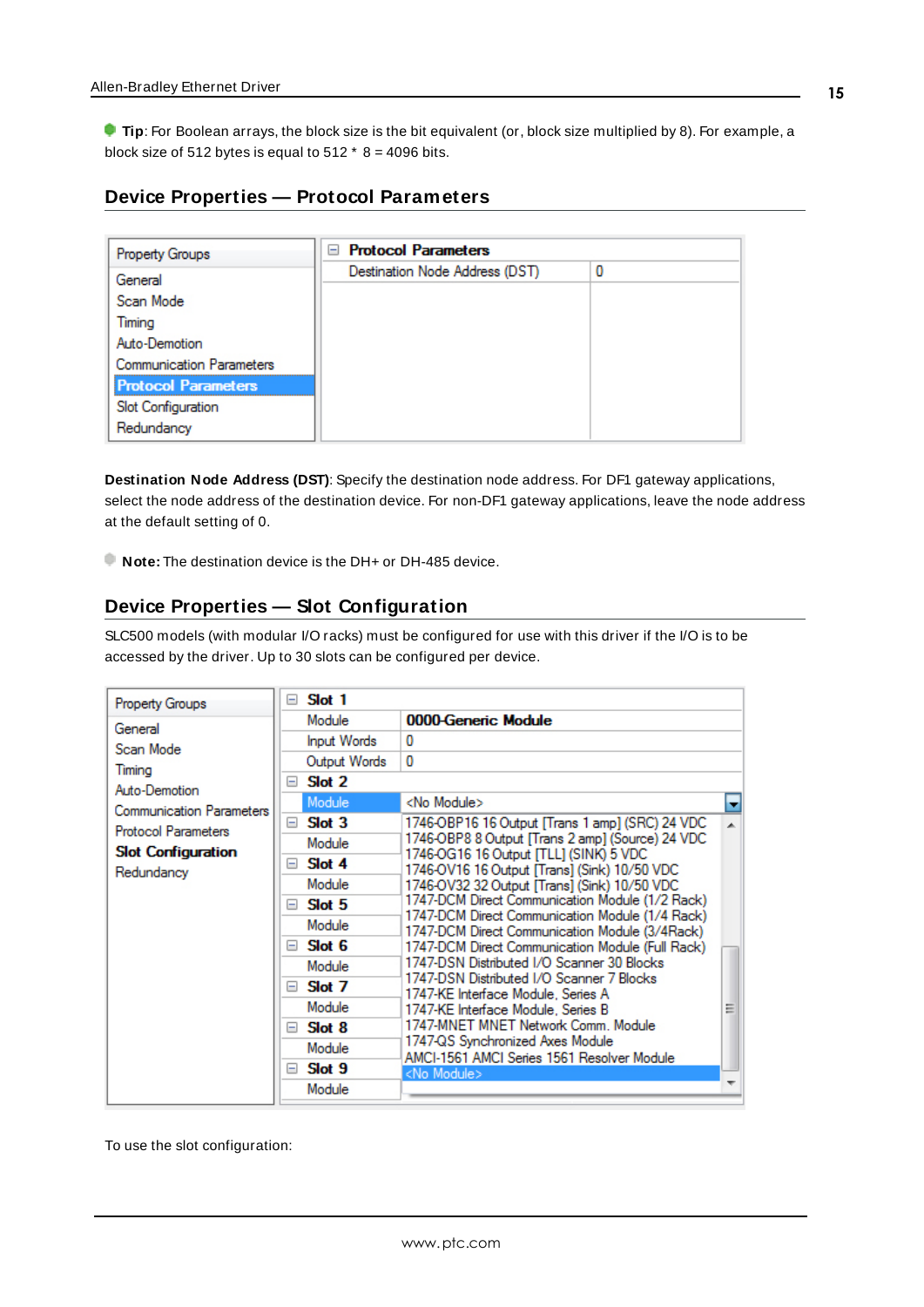**Tip**: For Boolean arrays, the block size is the bit equivalent (or, block size multiplied by 8). For example, a block size of 512 bytes is equal to 512 * 8 = 4096 bits.

## Device Properties — Protocol Parameters

| Property Groups | Protocol Parameters | |
|---|---|---|
| General | Destination Node Address (DST) | 0 |
| Scan Mode | | |
| Timing | | |
| Auto-Demotion | | |
| Communication Parameters | | |
| **Protocol Parameters** | | |
| Slot Configuration | | |
| Redundancy | | |

**Destination Node Address (DST)**: Specify the destination node address. For DF1 gateway applications, select the node address of the destination device. For non-DF1 gateway applications, leave the node address at the default setting of 0.

**Note:** The destination device is the DH+ or DH-485 device.

## Device Properties — Slot Configuration

SLC500 models (with modular I/O racks) must be configured for use with this driver if the I/O is to be accessed by the driver. Up to 30 slots can be configured per device.

| Property Groups | Slot 1 | |
|---|---|---|
| General | Module | 0000-Generic Module |
| Scan Mode | Input Words | 0 |
| Timing | Output Words | 0 |
| Auto-Demotion | **Slot 2** | |
| Communication Parameters | Module | <No Module> |
| Protocol Parameters | **Slot 3** | 1746-OBP16 16 Output [Trans 1 amp] (SRC) 24 VDC |
| **Slot Configuration** | Module | 1746-OBP8 8 Output [Trans 2 amp] (Source) 24 VDC |
| Redundancy | **Slot 4** | 1746-OG16 16 Output [TLL] (SINK) 5 VDC |
| | Module | 1746-OV16 16 Output [Trans] (Sink) 10/50 VDC |
| | **Slot 5** | 1746-OV32 32 Output [Trans] (Sink) 10/50 VDC |
| | Module | 1747-DCM Direct Communication Module (1/2 Rack) |
| | **Slot 6** | 1747-DCM Direct Communication Module (1/4 Rack) |
| | Module | 1747-DCM Direct Communication Module (3/4Rack) |
| | **Slot 7** | 1747-DCM Direct Communication Module (Full Rack) |
| | Module | 1747-DSN Distributed I/O Scanner 30 Blocks |
| | **Slot 8** | 1747-DSN Distributed I/O Scanner 7 Blocks |
| | Module | 1747-KE Interface Module, Series A |
| | **Slot 9** | 1747-KE Interface Module, Series B |
| | Module | 1747-MNET MNET Network Comm. Module |
| | | 1747-QS Synchronized Axes Module |
| | | AMCI-1561 AMCI Series 1561 Resolver Module |
| | | <No Module> |

To use the slot configuration: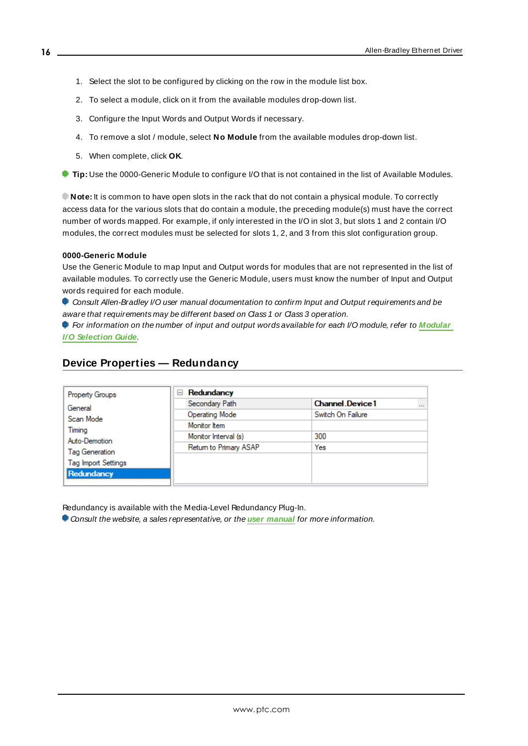1. Select the slot to be configured by clicking on the row in the module list box.
2. To select a module, click on it from the available modules drop-down list.
3. Configure the Input Words and Output Words if necessary.
4. To remove a slot / module, select **No Module** from the available modules drop-down list.
5. When complete, click **OK**.

**Tip:** Use the 0000-Generic Module to configure I/O that is not contained in the list of Available Modules.

**Note:** It is common to have open slots in the rack that do not contain a physical module. To correctly access data for the various slots that do contain a module, the preceding module(s) must have the correct number of words mapped. For example, if only interested in the I/O in slot 3, but slots 1 and 2 contain I/O modules, the correct modules must be selected for slots 1, 2, and 3 from this slot configuration group.

**0000-Generic Module**

Use the Generic Module to map Input and Output words for modules that are not represented in the list of available modules. To correctly use the Generic Module, users must know the number of Input and Output words required for each module.

*Consult Allen-Bradley I/O user manual documentation to confirm Input and Output requirements and be aware that requirements may be different based on Class 1 or Class 3 operation.*

*For information on the number of input and output words available for each I/O module, refer to* ***Modular I/O Selection Guide***.

## Device Properties — Redundancy

| Property Groups | Redundancy | |
|---|---|---|
| General | Secondary Path | Channel.Device1 |
| Scan Mode | Operating Mode | Switch On Failure |
| Timing | Monitor Item | |
| Auto-Demotion | Monitor Interval (s) | 300 |
| Tag Generation | Return to Primary ASAP | Yes |
| Tag Import Settings | | |
| Redundancy | | |

Redundancy is available with the Media-Level Redundancy Plug-In.

*Consult the website, a sales representative, or the* ***user manual*** *for more information.*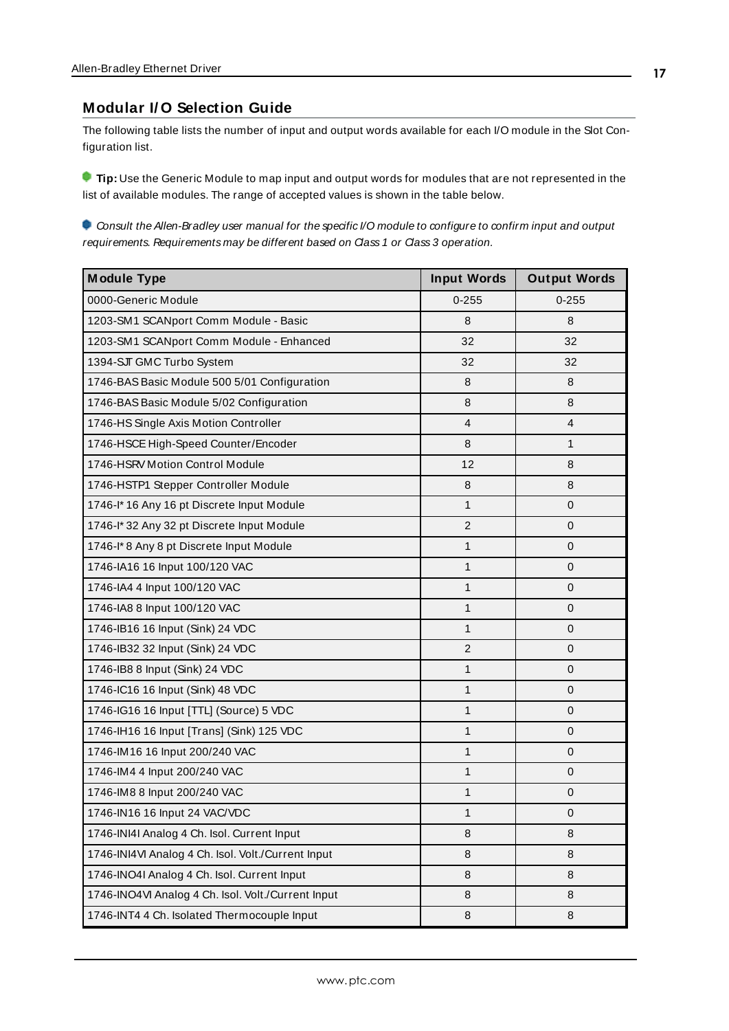## Modular I/O Selection Guide

The following table lists the number of input and output words available for each I/O module in the Slot Configuration list.

**Tip:** Use the Generic Module to map input and output words for modules that are not represented in the list of available modules. The range of accepted values is shown in the table below.

*Consult the Allen-Bradley user manual for the specific I/O module to configure to confirm input and output requirements. Requirements may be different based on Class 1 or Class 3 operation.*

| Module Type | Input Words | Output Words |
|---|---|---|
| 0000-Generic Module | 0-255 | 0-255 |
| 1203-SM1 SCANport Comm Module - Basic | 8 | 8 |
| 1203-SM1 SCANport Comm Module - Enhanced | 32 | 32 |
| 1394-SJT GMC Turbo System | 32 | 32 |
| 1746-BAS Basic Module 500 5/01 Configuration | 8 | 8 |
| 1746-BAS Basic Module 5/02 Configuration | 8 | 8 |
| 1746-HS Single Axis Motion Controller | 4 | 4 |
| 1746-HSCE High-Speed Counter/Encoder | 8 | 1 |
| 1746-HSRV Motion Control Module | 12 | 8 |
| 1746-HSTP1 Stepper Controller Module | 8 | 8 |
| 1746-I* 16 Any 16 pt Discrete Input Module | 1 | 0 |
| 1746-I* 32 Any 32 pt Discrete Input Module | 2 | 0 |
| 1746-I* 8 Any 8 pt Discrete Input Module | 1 | 0 |
| 1746-IA16 16 Input 100/120 VAC | 1 | 0 |
| 1746-IA4 4 Input 100/120 VAC | 1 | 0 |
| 1746-IA8 8 Input 100/120 VAC | 1 | 0 |
| 1746-IB16 16 Input (Sink) 24 VDC | 1 | 0 |
| 1746-IB32 32 Input (Sink) 24 VDC | 2 | 0 |
| 1746-IB8 8 Input (Sink) 24 VDC | 1 | 0 |
| 1746-IC16 16 Input (Sink) 48 VDC | 1 | 0 |
| 1746-IG16 16 Input [TTL] (Source) 5 VDC | 1 | 0 |
| 1746-IH16 16 Input [Trans] (Sink) 125 VDC | 1 | 0 |
| 1746-IM16 16 Input 200/240 VAC | 1 | 0 |
| 1746-IM4 4 Input 200/240 VAC | 1 | 0 |
| 1746-IM8 8 Input 200/240 VAC | 1 | 0 |
| 1746-IN16 16 Input 24 VAC/VDC | 1 | 0 |
| 1746-INI4I Analog 4 Ch. Isol. Current Input | 8 | 8 |
| 1746-INI4VI Analog 4 Ch. Isol. Volt./Current Input | 8 | 8 |
| 1746-INO4I Analog 4 Ch. Isol. Current Input | 8 | 8 |
| 1746-INO4VI Analog 4 Ch. Isol. Volt./Current Input | 8 | 8 |
| 1746-INT4 4 Ch. Isolated Thermocouple Input | 8 | 8 |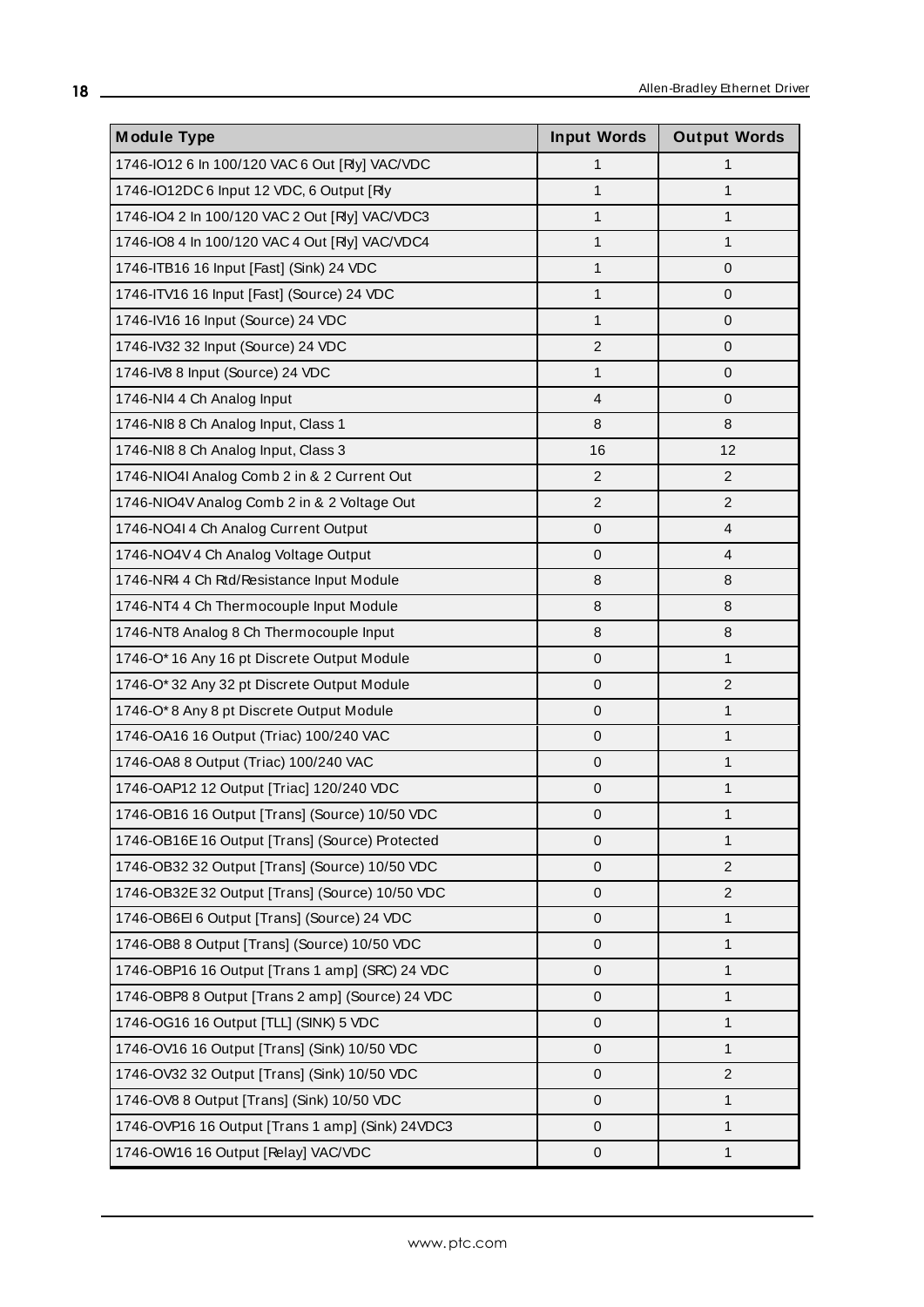| Module Type | Input Words | Output Words |
| --- | --- | --- |
| 1746-IO12 6 In 100/120 VAC 6 Out [Rly] VAC/VDC | 1 | 1 |
| 1746-IO12DC 6 Input 12 VDC, 6 Output [Rly | 1 | 1 |
| 1746-IO4 2 In 100/120 VAC 2 Out [Rly] VAC/VDC3 | 1 | 1 |
| 1746-IO8 4 In 100/120 VAC 4 Out [Rly] VAC/VDC4 | 1 | 1 |
| 1746-ITB16 16 Input [Fast] (Sink) 24 VDC | 1 | 0 |
| 1746-ITV16 16 Input [Fast] (Source) 24 VDC | 1 | 0 |
| 1746-IV16 16 Input (Source) 24 VDC | 1 | 0 |
| 1746-IV32 32 Input (Source) 24 VDC | 2 | 0 |
| 1746-IV8 8 Input (Source) 24 VDC | 1 | 0 |
| 1746-NI4 4 Ch Analog Input | 4 | 0 |
| 1746-NI8 8 Ch Analog Input, Class 1 | 8 | 8 |
| 1746-NI8 8 Ch Analog Input, Class 3 | 16 | 12 |
| 1746-NIO4I Analog Comb 2 in & 2 Current Out | 2 | 2 |
| 1746-NIO4V Analog Comb 2 in & 2 Voltage Out | 2 | 2 |
| 1746-NO4I 4 Ch Analog Current Output | 0 | 4 |
| 1746-NO4V 4 Ch Analog Voltage Output | 0 | 4 |
| 1746-NR4 4 Ch Rtd/Resistance Input Module | 8 | 8 |
| 1746-NT4 4 Ch Thermocouple Input Module | 8 | 8 |
| 1746-NT8 Analog 8 Ch Thermocouple Input | 8 | 8 |
| 1746-O* 16 Any 16 pt Discrete Output Module | 0 | 1 |
| 1746-O* 32 Any 32 pt Discrete Output Module | 0 | 2 |
| 1746-O* 8 Any 8 pt Discrete Output Module | 0 | 1 |
| 1746-OA16 16 Output (Triac) 100/240 VAC | 0 | 1 |
| 1746-OA8 8 Output (Triac) 100/240 VAC | 0 | 1 |
| 1746-OAP12 12 Output [Triac] 120/240 VDC | 0 | 1 |
| 1746-OB16 16 Output [Trans] (Source) 10/50 VDC | 0 | 1 |
| 1746-OB16E 16 Output [Trans] (Source) Protected | 0 | 1 |
| 1746-OB32 32 Output [Trans] (Source) 10/50 VDC | 0 | 2 |
| 1746-OB32E 32 Output [Trans] (Source) 10/50 VDC | 0 | 2 |
| 1746-OB6EI 6 Output [Trans] (Source) 24 VDC | 0 | 1 |
| 1746-OB8 8 Output [Trans] (Source) 10/50 VDC | 0 | 1 |
| 1746-OBP16 16 Output [Trans 1 amp] (SRC) 24 VDC | 0 | 1 |
| 1746-OBP8 8 Output [Trans 2 amp] (Source) 24 VDC | 0 | 1 |
| 1746-OG16 16 Output [TLL] (SINK) 5 VDC | 0 | 1 |
| 1746-OV16 16 Output [Trans] (Sink) 10/50 VDC | 0 | 1 |
| 1746-OV32 32 Output [Trans] (Sink) 10/50 VDC | 0 | 2 |
| 1746-OV8 8 Output [Trans] (Sink) 10/50 VDC | 0 | 1 |
| 1746-OVP16 16 Output [Trans 1 amp] (Sink) 24VDC3 | 0 | 1 |
| 1746-OW16 16 Output [Relay] VAC/VDC | 0 | 1 |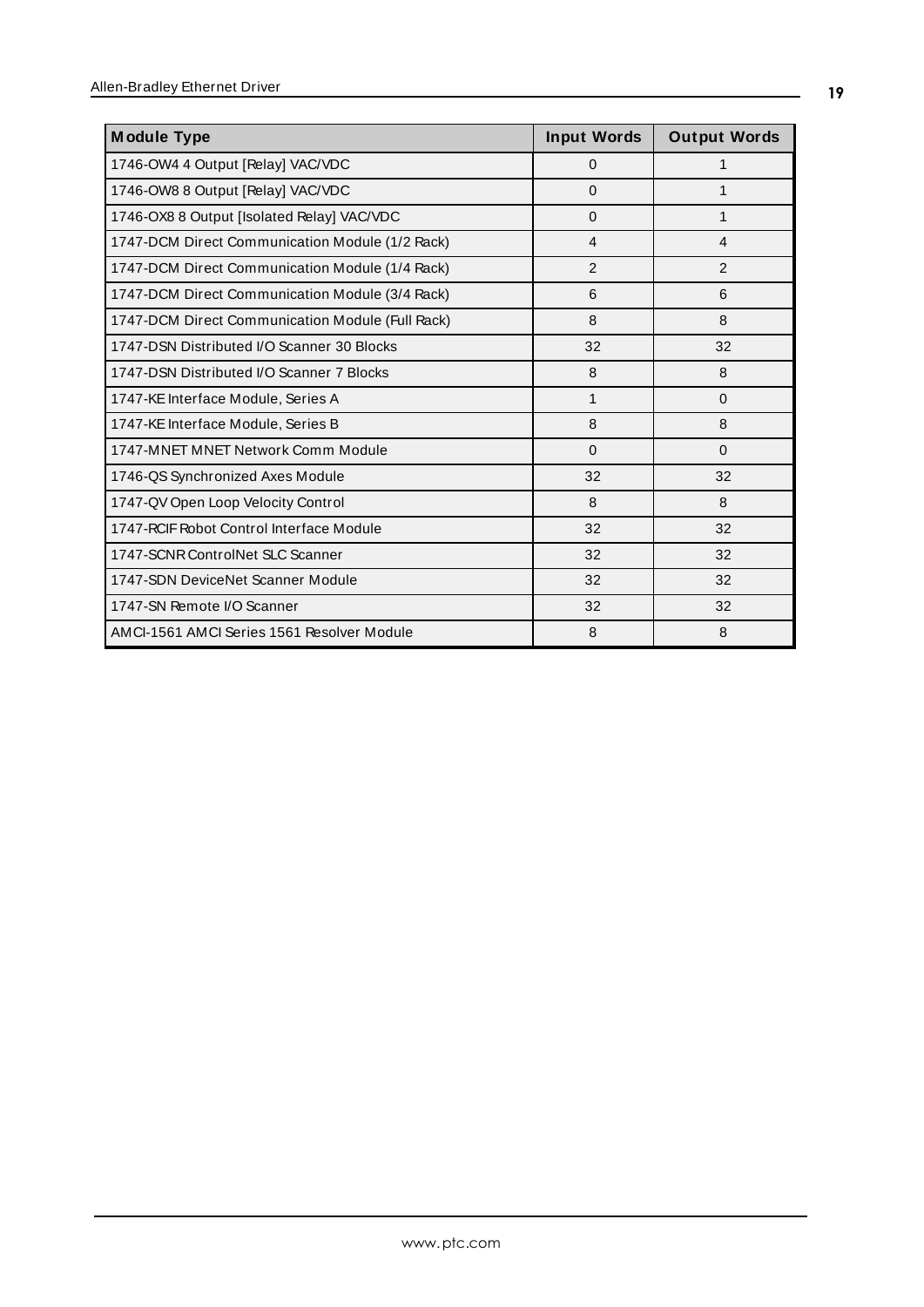| Module Type | Input Words | Output Words |
|---|---|---|
| 1746-OW4 4 Output [Relay] VAC/VDC | 0 | 1 |
| 1746-OW8 8 Output [Relay] VAC/VDC | 0 | 1 |
| 1746-OX8 8 Output [Isolated Relay] VAC/VDC | 0 | 1 |
| 1747-DCM Direct Communication Module (1/2 Rack) | 4 | 4 |
| 1747-DCM Direct Communication Module (1/4 Rack) | 2 | 2 |
| 1747-DCM Direct Communication Module (3/4 Rack) | 6 | 6 |
| 1747-DCM Direct Communication Module (Full Rack) | 8 | 8 |
| 1747-DSN Distributed I/O Scanner 30 Blocks | 32 | 32 |
| 1747-DSN Distributed I/O Scanner 7 Blocks | 8 | 8 |
| 1747-KE Interface Module, Series A | 1 | 0 |
| 1747-KE Interface Module, Series B | 8 | 8 |
| 1747-MNET MNET Network Comm Module | 0 | 0 |
| 1746-QS Synchronized Axes Module | 32 | 32 |
| 1747-QV Open Loop Velocity Control | 8 | 8 |
| 1747-RCIF Robot Control Interface Module | 32 | 32 |
| 1747-SCNR ControlNet SLC Scanner | 32 | 32 |
| 1747-SDN DeviceNet Scanner Module | 32 | 32 |
| 1747-SN Remote I/O Scanner | 32 | 32 |
| AMCI-1561 AMCI Series 1561 Resolver Module | 8 | 8 |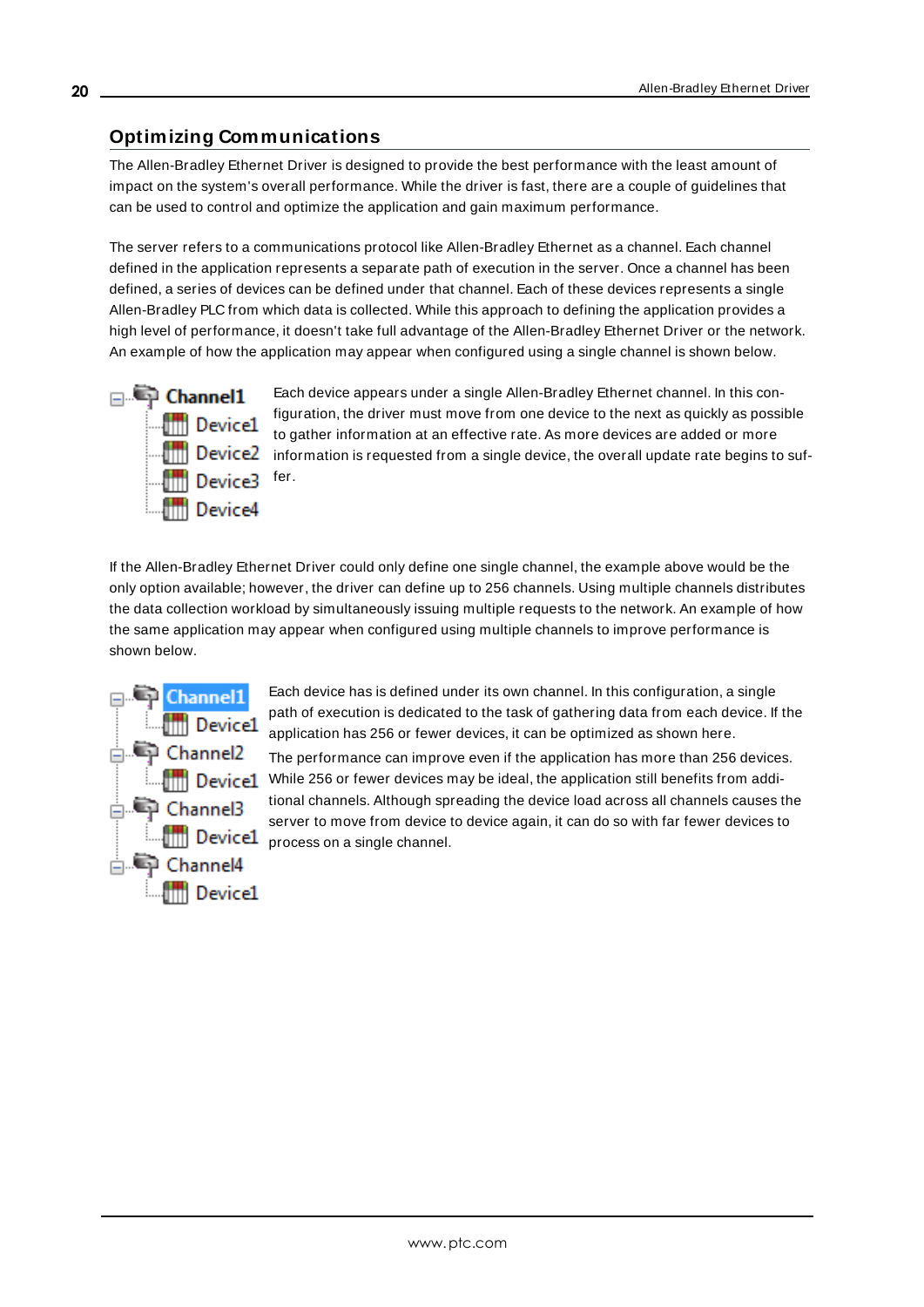## Optimizing Communications

The Allen-Bradley Ethernet Driver is designed to provide the best performance with the least amount of impact on the system's overall performance. While the driver is fast, there are a couple of guidelines that can be used to control and optimize the application and gain maximum performance.

The server refers to a communications protocol like Allen-Bradley Ethernet as a channel. Each channel defined in the application represents a separate path of execution in the server. Once a channel has been defined, a series of devices can be defined under that channel. Each of these devices represents a single Allen-Bradley PLC from which data is collected. While this approach to defining the application provides a high level of performance, it doesn't take full advantage of the Allen-Bradley Ethernet Driver or the network. An example of how the application may appear when configured using a single channel is shown below.

Channel1
- Device1
- Device2
- Device3
- Device4

Each device appears under a single Allen-Bradley Ethernet channel. In this configuration, the driver must move from one device to the next as quickly as possible to gather information at an effective rate. As more devices are added or more information is requested from a single device, the overall update rate begins to suffer.

If the Allen-Bradley Ethernet Driver could only define one single channel, the example above would be the only option available; however, the driver can define up to 256 channels. Using multiple channels distributes the data collection workload by simultaneously issuing multiple requests to the network. An example of how the same application may appear when configured using multiple channels to improve performance is shown below.

Channel1
- Device1

Channel2
- Device1

Channel3
- Device1

Channel4
- Device1

Each device has is defined under its own channel. In this configuration, a single path of execution is dedicated to the task of gathering data from each device. If the application has 256 or fewer devices, it can be optimized as shown here.

The performance can improve even if the application has more than 256 devices. While 256 or fewer devices may be ideal, the application still benefits from additional channels. Although spreading the device load across all channels causes the server to move from device to device again, it can do so with far fewer devices to process on a single channel.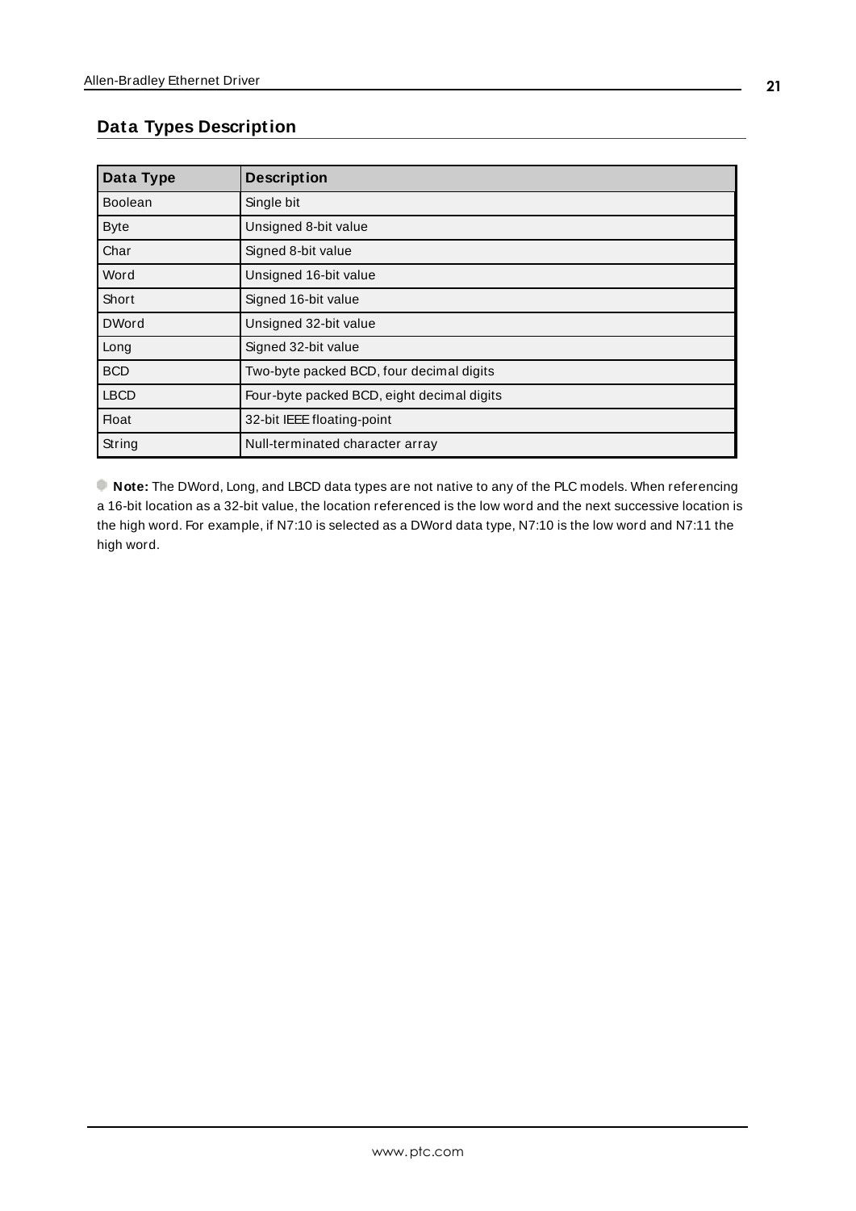## Data Types Description

| Data Type | Description |
| --- | --- |
| Boolean | Single bit |
| Byte | Unsigned 8-bit value |
| Char | Signed 8-bit value |
| Word | Unsigned 16-bit value |
| Short | Signed 16-bit value |
| DWord | Unsigned 32-bit value |
| Long | Signed 32-bit value |
| BCD | Two-byte packed BCD, four decimal digits |
| LBCD | Four-byte packed BCD, eight decimal digits |
| Float | 32-bit IEEE floating-point |
| String | Null-terminated character array |

**Note:** The DWord, Long, and LBCD data types are not native to any of the PLC models. When referencing a 16-bit location as a 32-bit value, the location referenced is the low word and the next successive location is the high word. For example, if N7:10 is selected as a DWord data type, N7:10 is the low word and N7:11 the high word.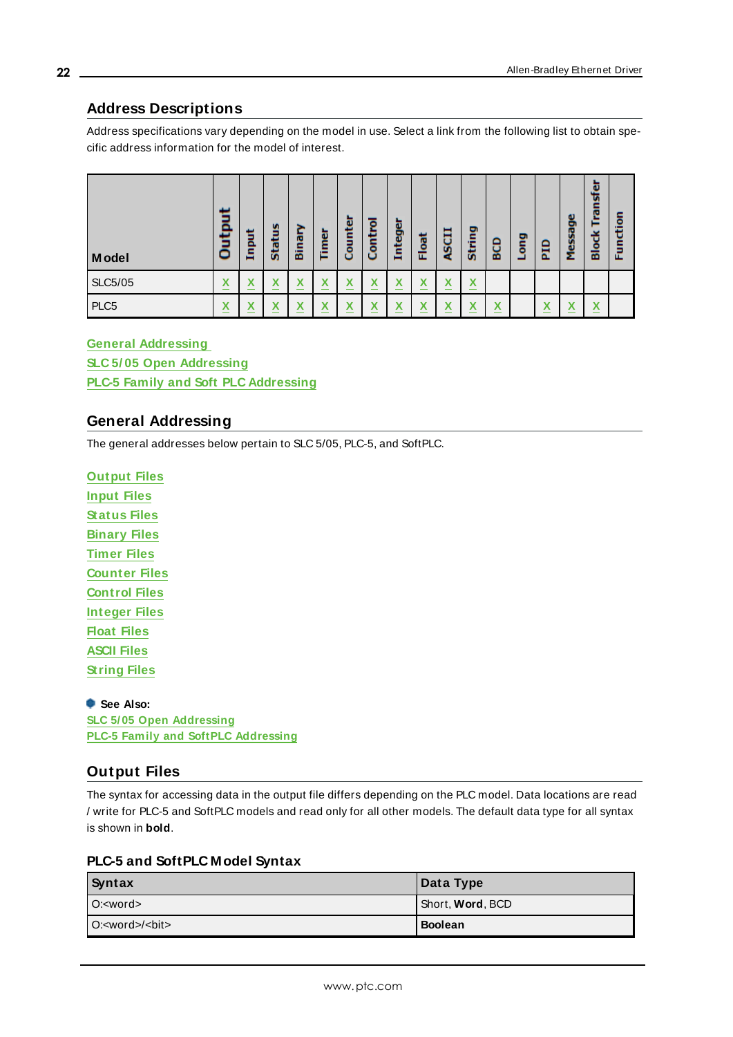## Address Descriptions

Address specifications vary depending on the model in use. Select a link from the following list to obtain specific address information for the model of interest.

| Model | Output | Input | Status | Binary | Timer | Counter | Control | Integer | Float | ASCII | String | BCD | Long | PID | Message | Block Transfer | Function |
|---|---|---|---|---|---|---|---|---|---|---|---|---|---|---|---|---|---|
| SLC5/05 | X | X | X | X | X | X | X | X | X | X | X | | | | | | |
| PLC5 | X | X | X | X | X | X | X | X | X | X | X | X | | X | X | X | |

General Addressing
SLC 5/05 Open Addressing
PLC-5 Family and Soft PLC Addressing

## General Addressing

The general addresses below pertain to SLC 5/05, PLC-5, and SoftPLC.

Output Files
Input Files
Status Files
Binary Files
Timer Files
Counter Files
Control Files
Integer Files
Float Files
ASCII Files
String Files

**See Also:**
SLC 5/05 Open Addressing
PLC-5 Family and SoftPLC Addressing

## Output Files

The syntax for accessing data in the output file differs depending on the PLC model. Data locations are read / write for PLC-5 and SoftPLC models and read only for all other models. The default data type for all syntax is shown in **bold**.

### PLC-5 and SoftPLC Model Syntax

| Syntax | Data Type |
|---|---|
| O:<word> | Short, **Word**, BCD |
| O:<word>/<bit> | **Boolean** |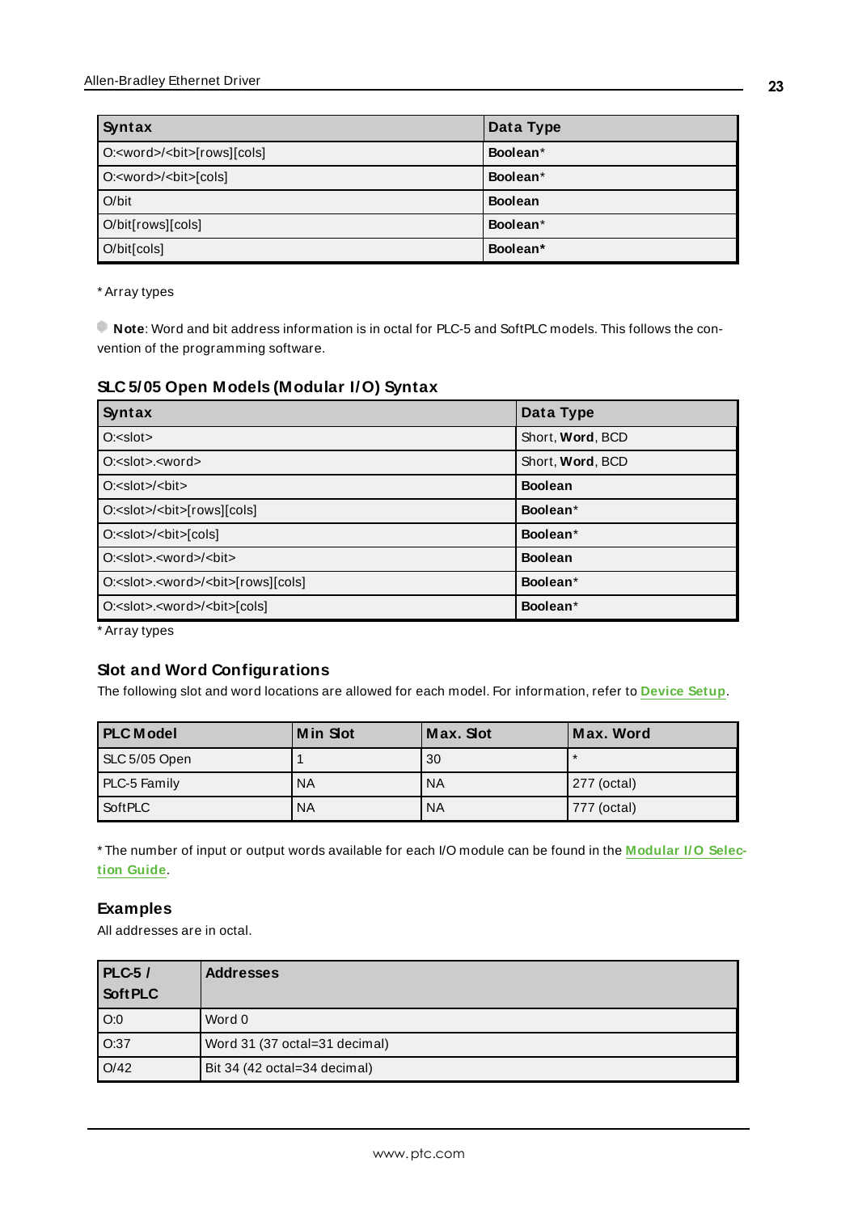| Syntax | Data Type |
| --- | --- |
| O:<word>/<bit>[rows][cols] | **Boolean***  |
| O:<word>/<bit>[cols] | **Boolean*** |
| O/bit | **Boolean** |
| O/bit[rows][cols] | **Boolean*** |
| O/bit[cols] | **Boolean*** |

* Array types

**Note**: Word and bit address information is in octal for PLC-5 and SoftPLC models. This follows the convention of the programming software.

### SLC 5/05 Open Models (Modular I/O) Syntax

| Syntax | Data Type |
| --- | --- |
| O:<slot> | Short, **Word**, BCD |
| O:<slot>.<word> | Short, **Word**, BCD |
| O:<slot>/<bit> | **Boolean** |
| O:<slot>/<bit>[rows][cols] | **Boolean*** |
| O:<slot>/<bit>[cols] | **Boolean*** |
| O:<slot>.<word>/<bit> | **Boolean** |
| O:<slot>.<word>/<bit>[rows][cols] | **Boolean*** |
| O:<slot>.<word>/<bit>[cols] | **Boolean*** |

* Array types

### Slot and Word Configurations

The following slot and word locations are allowed for each model. For information, refer to **Device Setup**.

| PLC Model | Min Slot | Max. Slot | Max. Word |
| --- | --- | --- | --- |
| SLC 5/05 Open | 1 | 30 | * |
| PLC-5 Family | NA | NA | 277 (octal) |
| SoftPLC | NA | NA | 777 (octal) |

* The number of input or output words available for each I/O module can be found in the **Modular I/O Selection Guide**.

### Examples

All addresses are in octal.

| PLC-5 / SoftPLC | Addresses |
| --- | --- |
| O:0 | Word 0 |
| O:37 | Word 31 (37 octal=31 decimal) |
| O/42 | Bit 34 (42 octal=34 decimal) |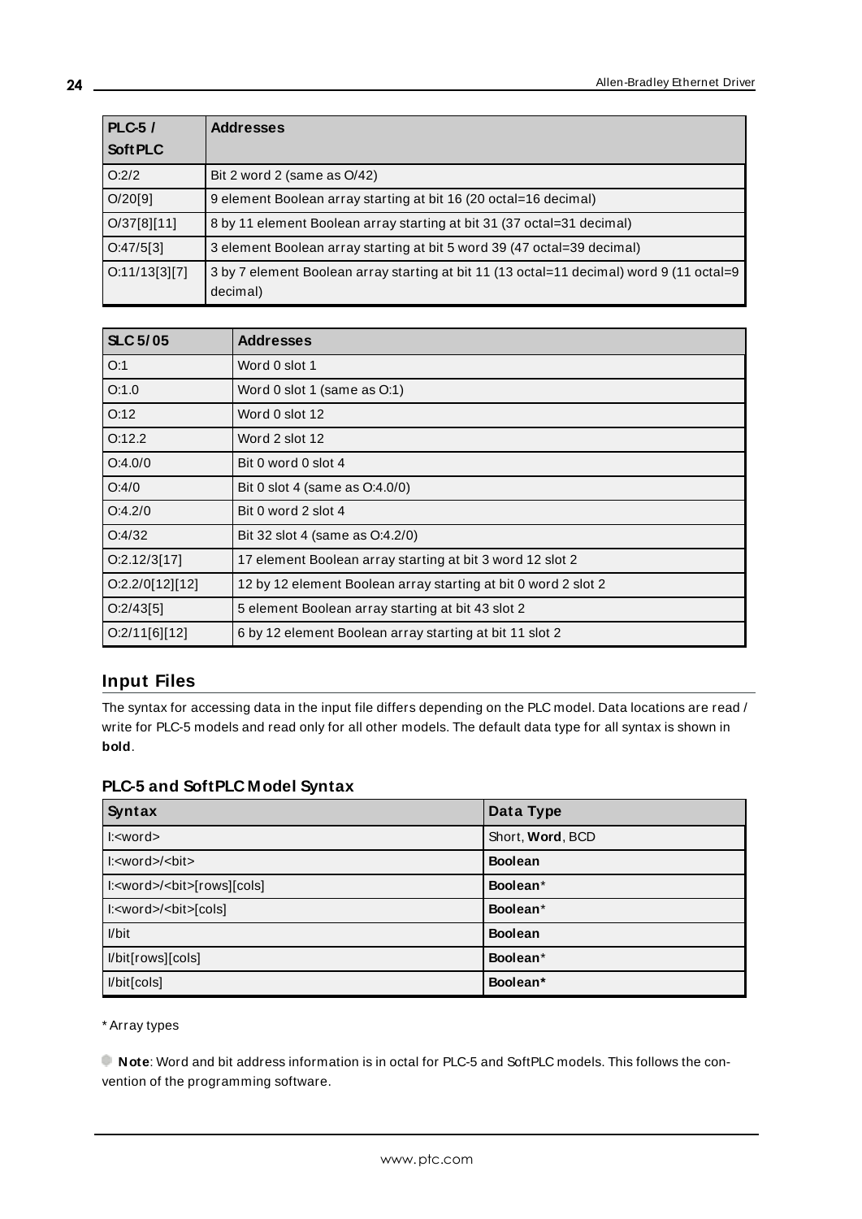| PLC-5 / SoftPLC | Addresses |
|---|---|
| O:2/2 | Bit 2 word 2 (same as O/42) |
| O/20[9] | 9 element Boolean array starting at bit 16 (20 octal=16 decimal) |
| O/37[8][11] | 8 by 11 element Boolean array starting at bit 31 (37 octal=31 decimal) |
| O:47/5[3] | 3 element Boolean array starting at bit 5 word 39 (47 octal=39 decimal) |
| O:11/13[3][7] | 3 by 7 element Boolean array starting at bit 11 (13 octal=11 decimal) word 9 (11 octal=9 decimal) |

| SLC 5/05 | Addresses |
|---|---|
| O:1 | Word 0 slot 1 |
| O:1.0 | Word 0 slot 1 (same as O:1) |
| O:12 | Word 0 slot 12 |
| O:12.2 | Word 2 slot 12 |
| O:4.0/0 | Bit 0 word 0 slot 4 |
| O:4/0 | Bit 0 slot 4 (same as O:4.0/0) |
| O:4.2/0 | Bit 0 word 2 slot 4 |
| O:4/32 | Bit 32 slot 4 (same as O:4.2/0) |
| O:2.12/3[17] | 17 element Boolean array starting at bit 3 word 12 slot 2 |
| O:2.2/0[12][12] | 12 by 12 element Boolean array starting at bit 0 word 2 slot 2 |
| O:2/43[5] | 5 element Boolean array starting at bit 43 slot 2 |
| O:2/11[6][12] | 6 by 12 element Boolean array starting at bit 11 slot 2 |

## Input Files

The syntax for accessing data in the input file differs depending on the PLC model. Data locations are read / write for PLC-5 models and read only for all other models. The default data type for all syntax is shown in **bold**.

### PLC-5 and SoftPLC Model Syntax

| Syntax | Data Type |
|---|---|
| I:<word> | Short, **Word**, BCD |
| I:<word>/<bit> | **Boolean** |
| I:<word>/<bit>[rows][cols] | **Boolean**\* |
| I:<word>/<bit>[cols] | **Boolean**\* |
| I/bit | **Boolean** |
| I/bit[rows][cols] | **Boolean**\* |
| I/bit[cols] | **Boolean\*** |

\* Array types

**Note**: Word and bit address information is in octal for PLC-5 and SoftPLC models. This follows the convention of the programming software.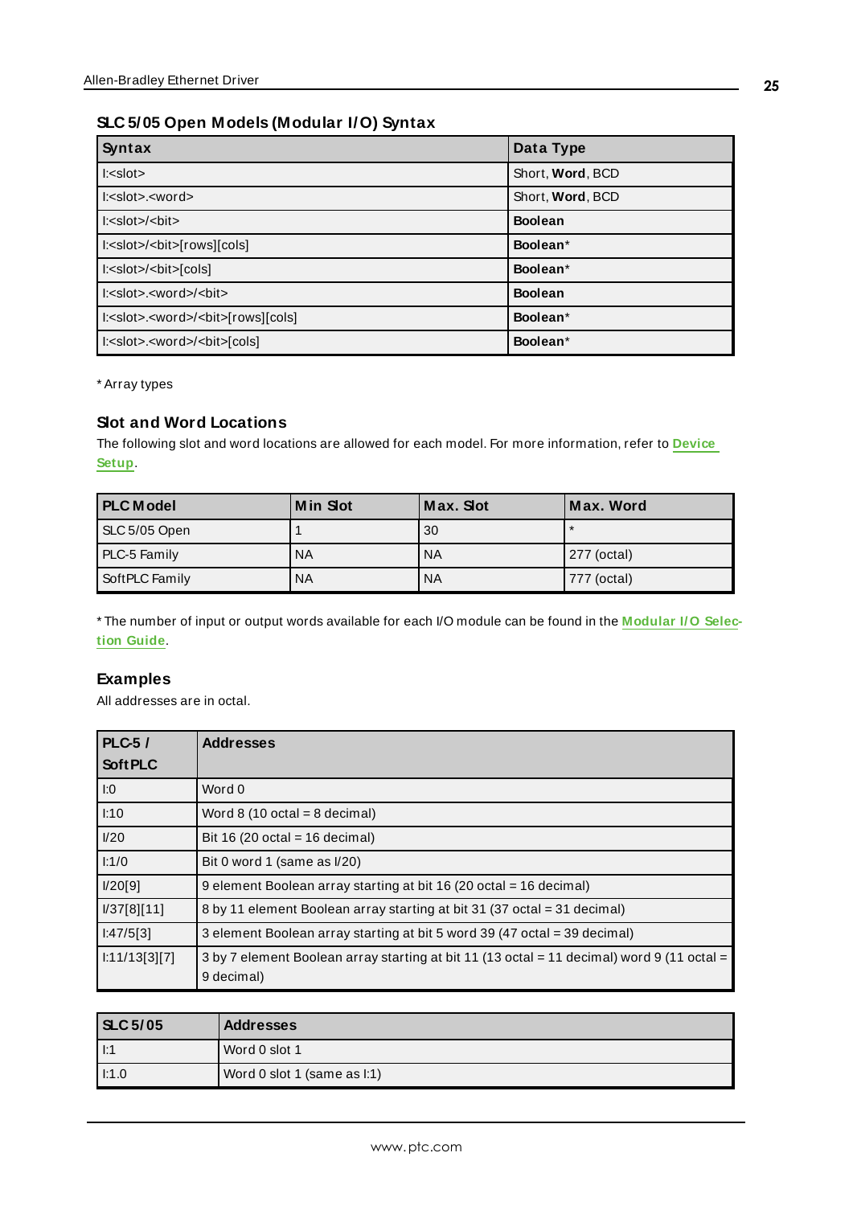### SLC 5/05 Open Models (Modular I/O) Syntax

| Syntax | Data Type |
|---|---|
| I:<slot> | Short, **Word**, BCD |
| I:<slot>.<word> | Short, **Word**, BCD |
| I:<slot>/<bit> | **Boolean** |
| I:<slot>/<bit>[rows][cols] | **Boolean***|
| I:<slot>/<bit>[cols] | **Boolean***|
| I:<slot>.<word>/<bit> | **Boolean** |
| I:<slot>.<word>/<bit>[rows][cols] | **Boolean***|
| I:<slot>.<word>/<bit>[cols] | **Boolean***|

* Array types

### Slot and Word Locations

The following slot and word locations are allowed for each model. For more information, refer to **Device Setup**.

| PLC Model | Min Slot | Max. Slot | Max. Word |
|---|---|---|---|
| SLC 5/05 Open | 1 | 30 | * |
| PLC-5 Family | NA | NA | 277 (octal) |
| SoftPLC Family | NA | NA | 777 (octal) |

* The number of input or output words available for each I/O module can be found in the **Modular I/O Selection Guide**.

### Examples

All addresses are in octal.

| PLC-5 / SoftPLC | Addresses |
|---|---|
| I:0 | Word 0 |
| I:10 | Word 8 (10 octal = 8 decimal) |
| I/20 | Bit 16 (20 octal = 16 decimal) |
| I:1/0 | Bit 0 word 1 (same as I/20) |
| I/20[9] | 9 element Boolean array starting at bit 16 (20 octal = 16 decimal) |
| I/37[8][11] | 8 by 11 element Boolean array starting at bit 31 (37 octal = 31 decimal) |
| I:47/5[3] | 3 element Boolean array starting at bit 5 word 39 (47 octal = 39 decimal) |
| I:11/13[3][7] | 3 by 7 element Boolean array starting at bit 11 (13 octal = 11 decimal) word 9 (11 octal = 9 decimal) |

| SLC 5/05 | Addresses |
|---|---|
| I:1 | Word 0 slot 1 |
| I:1.0 | Word 0 slot 1 (same as I:1) |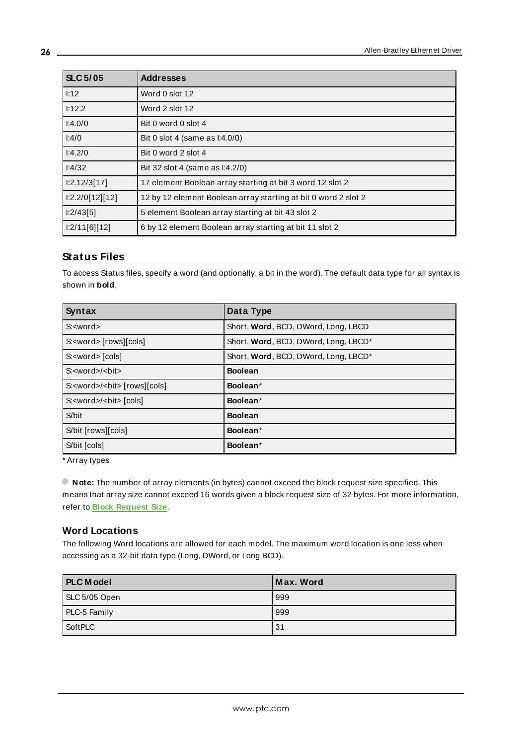| SLC 5/05 | Addresses |
|---|---|
| I:12 | Word 0 slot 12 |
| I:12.2 | Word 2 slot 12 |
| I:4.0/0 | Bit 0 word 0 slot 4 |
| I:4/0 | Bit 0 slot 4 (same as I:4.0/0) |
| I:4.2/0 | Bit 0 word 2 slot 4 |
| I:4/32 | Bit 32 slot 4 (same as I:4.2/0) |
| I:2.12/3[17] | 17 element Boolean array starting at bit 3 word 12 slot 2 |
| I:2.2/0[12][12] | 12 by 12 element Boolean array starting at bit 0 word 2 slot 2 |
| I:2/43[5] | 5 element Boolean array starting at bit 43 slot 2 |
| I:2/11[6][12] | 6 by 12 element Boolean array starting at bit 11 slot 2 |

## Status Files

To access Status files, specify a word (and optionally, a bit in the word). The default data type for all syntax is shown in **bold**.

| Syntax | Data Type |
|---|---|
| S:<word> | Short, **Word**, BCD, DWord, Long, LBCD |
| S:<word> [rows][cols] | Short, **Word**, BCD, DWord, Long, LBCD* |
| S:<word> [cols] | Short, **Word**, BCD, DWord, Long, LBCD* |
| S:<word>/<bit> | **Boolean** |
| S:<word>/<bit> [rows][cols] | **Boolean*** |
| S:<word>/<bit> [cols] | **Boolean*** |
| S/bit | **Boolean** |
| S/bit [rows][cols] | **Boolean*** |
| S/bit [cols] | **Boolean*** |

* Array types

**Note:** The number of array elements (in bytes) cannot exceed the block request size specified. This means that array size cannot exceed 16 words given a block request size of 32 bytes. For more information, refer to **Block Request Size**.

### Word Locations

The following Word locations are allowed for each model. The maximum word location is one less when accessing as a 32-bit data type (Long, DWord, or Long BCD).

| PLC Model | Max. Word |
|---|---|
| SLC 5/05 Open | 999 |
| PLC-5 Family | 999 |
| SoftPLC | 31 |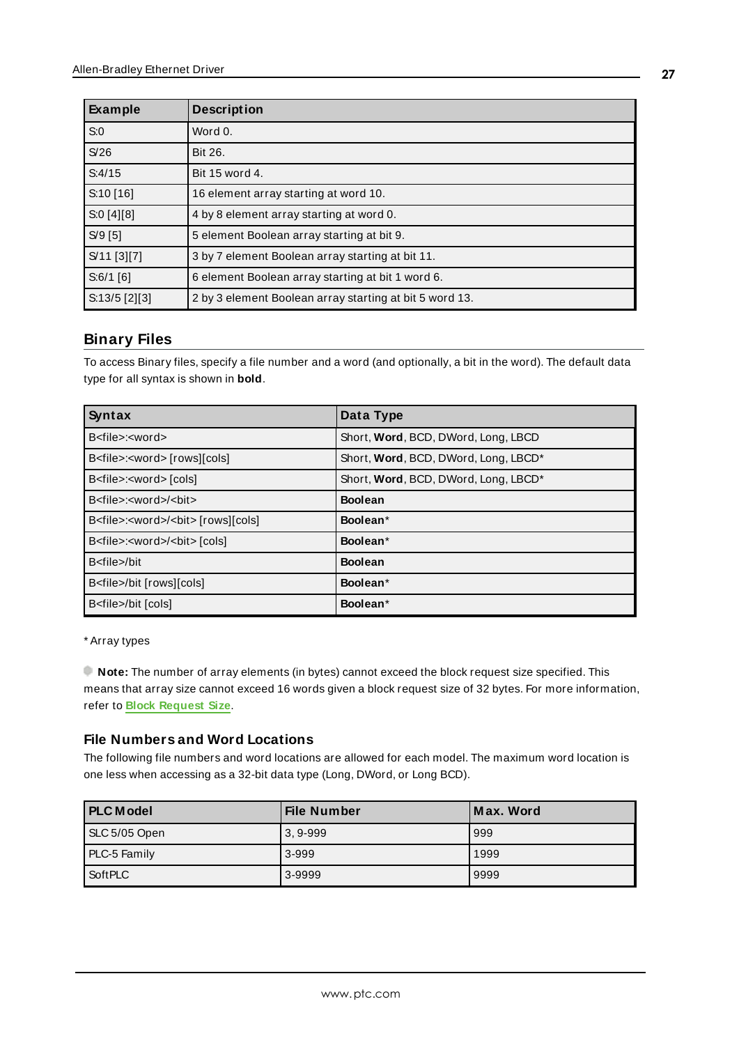| Example | Description |
| --- | --- |
| S:0 | Word 0. |
| S/26 | Bit 26. |
| S:4/15 | Bit 15 word 4. |
| S:10 [16] | 16 element array starting at word 10. |
| S:0 [4][8] | 4 by 8 element array starting at word 0. |
| S/9 [5] | 5 element Boolean array starting at bit 9. |
| S/11 [3][7] | 3 by 7 element Boolean array starting at bit 11. |
| S:6/1 [6] | 6 element Boolean array starting at bit 1 word 6. |
| S:13/5 [2][3] | 2 by 3 element Boolean array starting at bit 5 word 13. |

## Binary Files

To access Binary files, specify a file number and a word (and optionally, a bit in the word). The default data type for all syntax is shown in **bold**.

| Syntax | Data Type |
| --- | --- |
| B<file>:<word> | Short, **Word**, BCD, DWord, Long, LBCD |
| B<file>:<word> [rows][cols] | Short, **Word**, BCD, DWord, Long, LBCD* |
| B<file>:<word> [cols] | Short, **Word**, BCD, DWord, Long, LBCD* |
| B<file>:<word>/<bit> | **Boolean** |
| B<file>:<word>/<bit> [rows][cols] | **Boolean*** |
| B<file>:<word>/<bit> [cols] | **Boolean*** |
| B<file>/bit | **Boolean** |
| B<file>/bit [rows][cols] | **Boolean*** |
| B<file>/bit [cols] | **Boolean*** |

* Array types

**Note:** The number of array elements (in bytes) cannot exceed the block request size specified. This means that array size cannot exceed 16 words given a block request size of 32 bytes. For more information, refer to **Block Request Size**.

### File Numbers and Word Locations

The following file numbers and word locations are allowed for each model. The maximum word location is one less when accessing as a 32-bit data type (Long, DWord, or Long BCD).

| PLC Model | File Number | Max. Word |
| --- | --- | --- |
| SLC 5/05 Open | 3, 9-999 | 999 |
| PLC-5 Family | 3-999 | 1999 |
| SoftPLC | 3-9999 | 9999 |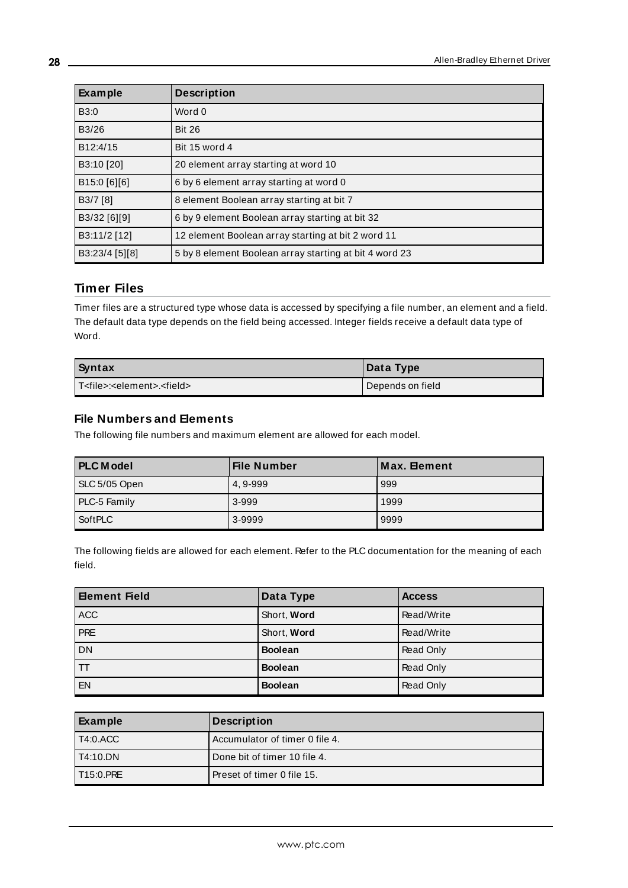| Example | Description |
| --- | --- |
| B3:0 | Word 0 |
| B3/26 | Bit 26 |
| B12:4/15 | Bit 15 word 4 |
| B3:10 [20] | 20 element array starting at word 10 |
| B15:0 [6][6] | 6 by 6 element array starting at word 0 |
| B3/7 [8] | 8 element Boolean array starting at bit 7 |
| B3/32 [6][9] | 6 by 9 element Boolean array starting at bit 32 |
| B3:11/2 [12] | 12 element Boolean array starting at bit 2 word 11 |
| B3:23/4 [5][8] | 5 by 8 element Boolean array starting at bit 4 word 23 |

## Timer Files

Timer files are a structured type whose data is accessed by specifying a file number, an element and a field. The default data type depends on the field being accessed. Integer fields receive a default data type of Word.

| Syntax | Data Type |
| --- | --- |
| T<file>:<element>.<field> | Depends on field |

### File Numbers and Elements

The following file numbers and maximum element are allowed for each model.

| PLC Model | File Number | Max. Element |
| --- | --- | --- |
| SLC 5/05 Open | 4, 9-999 | 999 |
| PLC-5 Family | 3-999 | 1999 |
| SoftPLC | 3-9999 | 9999 |

The following fields are allowed for each element. Refer to the PLC documentation for the meaning of each field.

| Element Field | Data Type | Access |
| --- | --- | --- |
| ACC | Short, **Word** | Read/Write |
| PRE | Short, **Word** | Read/Write |
| DN | **Boolean** | Read Only |
| TT | **Boolean** | Read Only |
| EN | **Boolean** | Read Only |

| Example | Description |
| --- | --- |
| T4:0.ACC | Accumulator of timer 0 file 4. |
| T4:10.DN | Done bit of timer 10 file 4. |
| T15:0.PRE | Preset of timer 0 file 15. |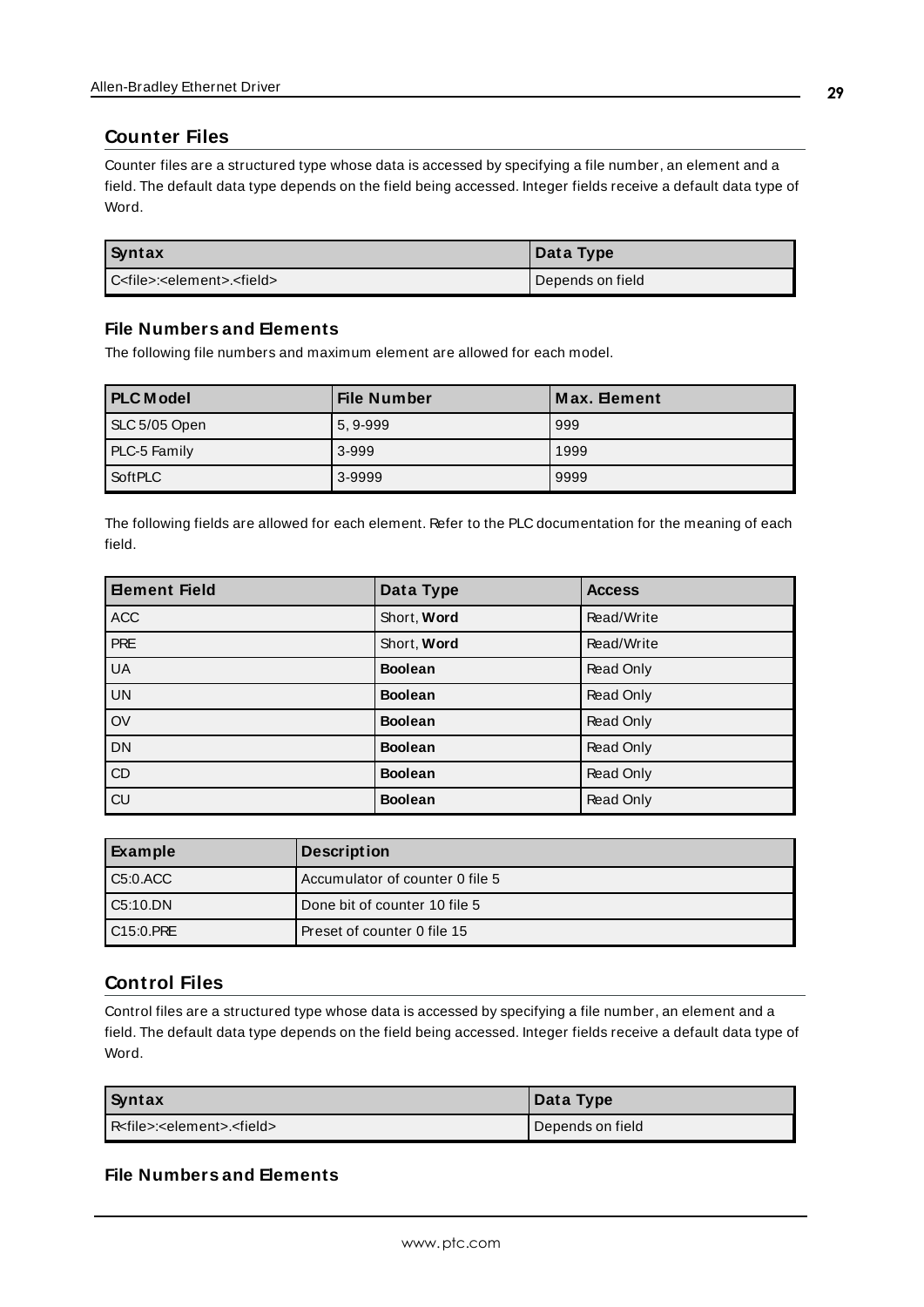## Counter Files

Counter files are a structured type whose data is accessed by specifying a file number, an element and a field. The default data type depends on the field being accessed. Integer fields receive a default data type of Word.

| Syntax | Data Type |
|---|---|
| C<file>:<element>.<field> | Depends on field |

### File Numbers and Elements

The following file numbers and maximum element are allowed for each model.

| PLC Model | File Number | Max. Element |
|---|---|---|
| SLC 5/05 Open | 5, 9-999 | 999 |
| PLC-5 Family | 3-999 | 1999 |
| SoftPLC | 3-9999 | 9999 |

The following fields are allowed for each element. Refer to the PLC documentation for the meaning of each field.

| Element Field | Data Type | Access |
|---|---|---|
| ACC | Short, **Word** | Read/Write |
| PRE | Short, **Word** | Read/Write |
| UA | **Boolean** | Read Only |
| UN | **Boolean** | Read Only |
| OV | **Boolean** | Read Only |
| DN | **Boolean** | Read Only |
| CD | **Boolean** | Read Only |
| CU | **Boolean** | Read Only |

| Example | Description |
|---|---|
| C5:0.ACC | Accumulator of counter 0 file 5 |
| C5:10.DN | Done bit of counter 10 file 5 |
| C15:0.PRE | Preset of counter 0 file 15 |

## Control Files

Control files are a structured type whose data is accessed by specifying a file number, an element and a field. The default data type depends on the field being accessed. Integer fields receive a default data type of Word.

| Syntax | Data Type |
|---|---|
| R<file>:<element>.<field> | Depends on field |

### File Numbers and Elements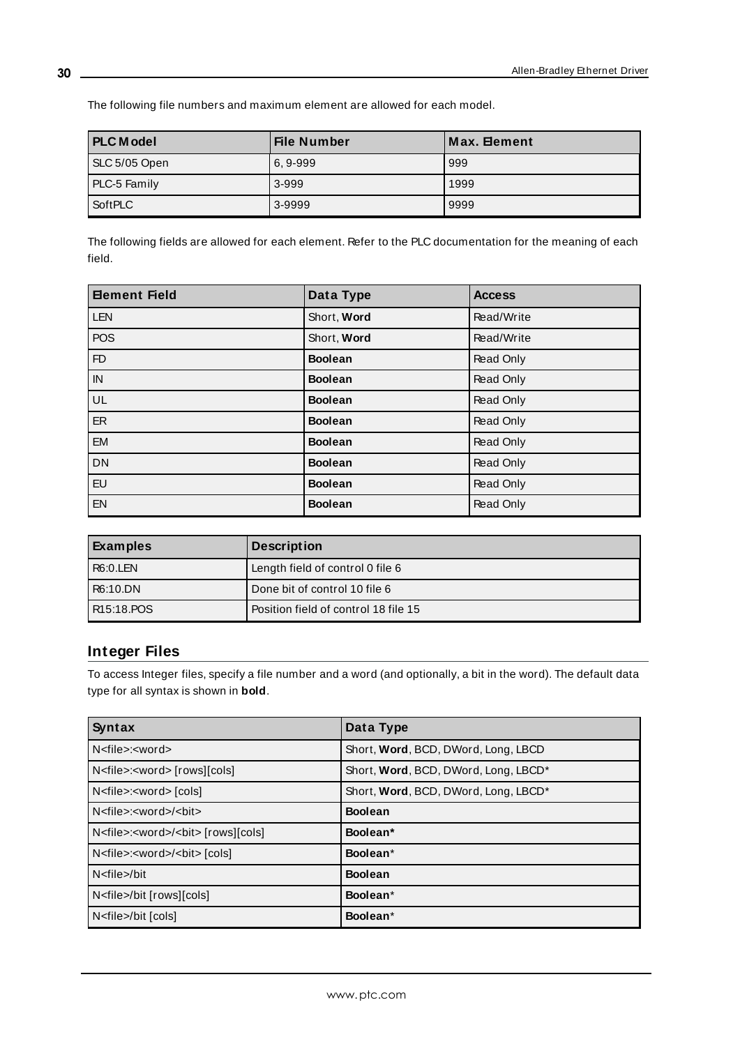The following file numbers and maximum element are allowed for each model.

| PLC Model | File Number | Max. Element |
|---|---|---|
| SLC 5/05 Open | 6, 9-999 | 999 |
| PLC-5 Family | 3-999 | 1999 |
| SoftPLC | 3-9999 | 9999 |

The following fields are allowed for each element. Refer to the PLC documentation for the meaning of each field.

| Element Field | Data Type | Access |
|---|---|---|
| LEN | Short, **Word** | Read/Write |
| POS | Short, **Word** | Read/Write |
| FD | **Boolean** | Read Only |
| IN | **Boolean** | Read Only |
| UL | **Boolean** | Read Only |
| ER | **Boolean** | Read Only |
| EM | **Boolean** | Read Only |
| DN | **Boolean** | Read Only |
| EU | **Boolean** | Read Only |
| EN | **Boolean** | Read Only |

| Examples | Description |
|---|---|
| R6:0.LEN | Length field of control 0 file 6 |
| R6:10.DN | Done bit of control 10 file 6 |
| R15:18.POS | Position field of control 18 file 15 |

## Integer Files

To access Integer files, specify a file number and a word (and optionally, a bit in the word). The default data type for all syntax is shown in **bold**.

| Syntax | Data Type |
|---|---|
| N<file>:<word> | Short, **Word**, BCD, DWord, Long, LBCD |
| N<file>:<word> [rows][cols] | Short, **Word**, BCD, DWord, Long, LBCD* |
| N<file>:<word> [cols] | Short, **Word**, BCD, DWord, Long, LBCD* |
| N<file>:<word>/<bit> | **Boolean** |
| N<file>:<word>/<bit> [rows][cols] | **Boolean*** |
| N<file>:<word>/<bit> [cols] | **Boolean*** |
| N<file>/bit | **Boolean** |
| N<file>/bit [rows][cols] | **Boolean*** |
| N<file>/bit [cols] | **Boolean*** |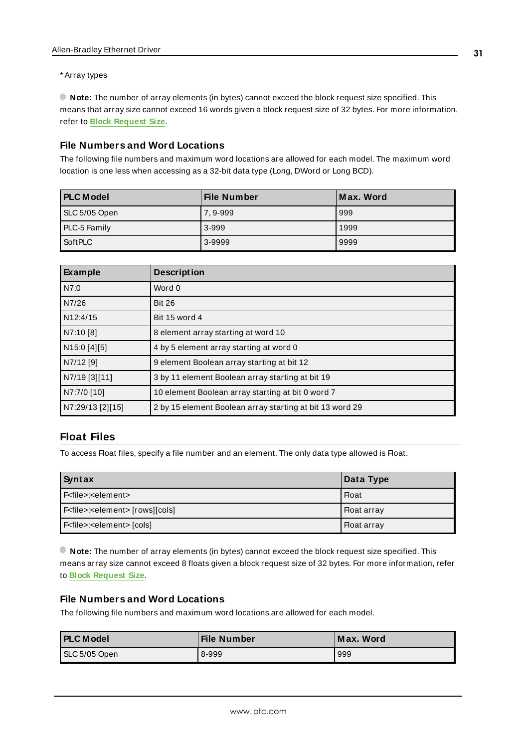* Array types

**Note:** The number of array elements (in bytes) cannot exceed the block request size specified. This means that array size cannot exceed 16 words given a block request size of 32 bytes. For more information, refer to **Block Request Size**.

### File Numbers and Word Locations

The following file numbers and maximum word locations are allowed for each model. The maximum word location is one less when accessing as a 32-bit data type (Long, DWord or Long BCD).

| PLC Model | File Number | Max. Word |
|---|---|---|
| SLC 5/05 Open | 7, 9-999 | 999 |
| PLC-5 Family | 3-999 | 1999 |
| SoftPLC | 3-9999 | 9999 |

| Example | Description |
|---|---|
| N7:0 | Word 0 |
| N7/26 | Bit 26 |
| N12:4/15 | Bit 15 word 4 |
| N7:10 [8] | 8 element array starting at word 10 |
| N15:0 [4][5] | 4 by 5 element array starting at word 0 |
| N7/12 [9] | 9 element Boolean array starting at bit 12 |
| N7/19 [3][11] | 3 by 11 element Boolean array starting at bit 19 |
| N7:7/0 [10] | 10 element Boolean array starting at bit 0 word 7 |
| N7:29/13 [2][15] | 2 by 15 element Boolean array starting at bit 13 word 29 |

## Float Files

To access Float files, specify a file number and an element. The only data type allowed is Float.

| Syntax | Data Type |
|---|---|
| F<file>:<element> | Float |
| F<file>:<element> [rows][cols] | Float array |
| F<file>:<element> [cols] | Float array |

**Note:** The number of array elements (in bytes) cannot exceed the block request size specified. This means array size cannot exceed 8 floats given a block request size of 32 bytes. For more information, refer to **Block Request Size**.

### File Numbers and Word Locations

The following file numbers and maximum word locations are allowed for each model.

| PLC Model | File Number | Max. Word |
|---|---|---|
| SLC 5/05 Open | 8-999 | 999 |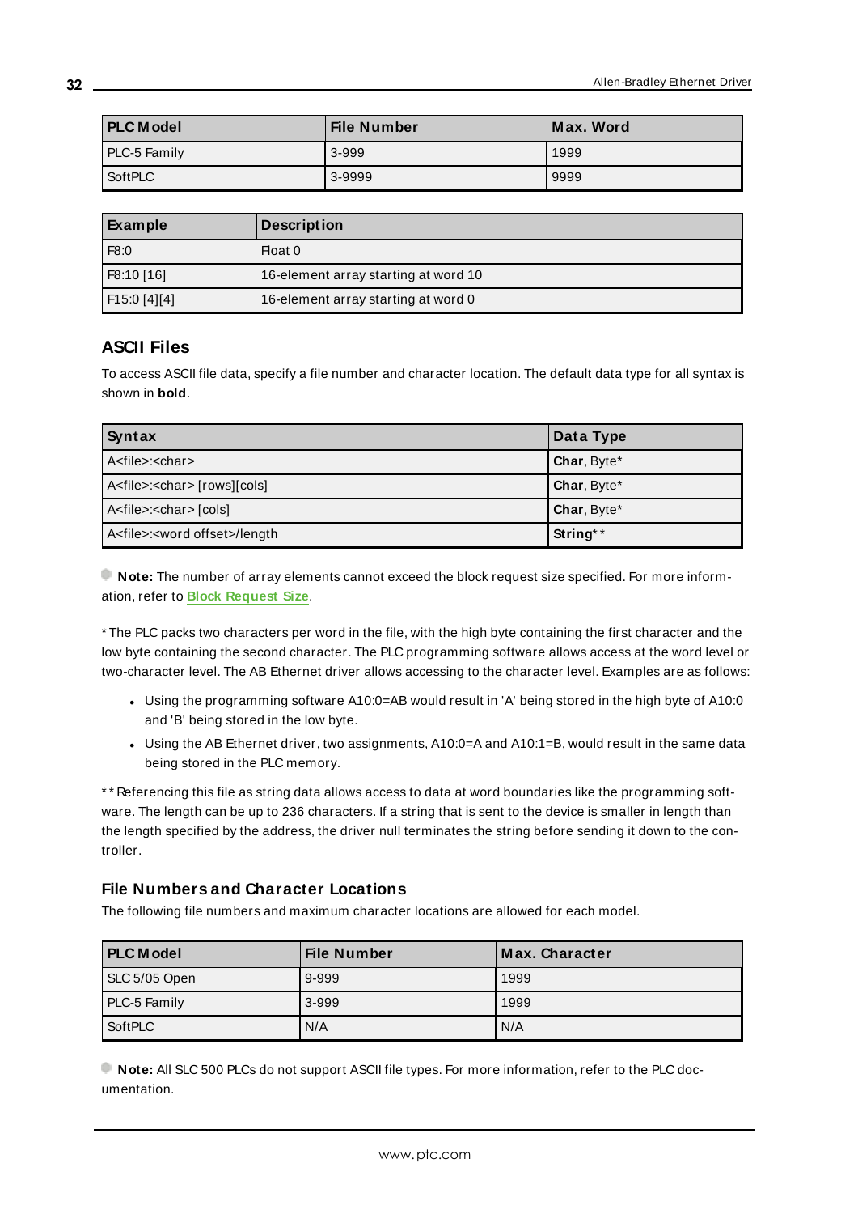| PLC Model | File Number | Max. Word |
|---|---|---|
| PLC-5 Family | 3-999 | 1999 |
| SoftPLC | 3-9999 | 9999 |

| Example | Description |
|---|---|
| F8:0 | Float 0 |
| F8:10 [16] | 16-element array starting at word 10 |
| F15:0 [4][4] | 16-element array starting at word 0 |

## ASCII Files

To access ASCII file data, specify a file number and character location. The default data type for all syntax is shown in **bold**.

| Syntax | Data Type |
|---|---|
| A<file>:<char> | **Char**, Byte* |
| A<file>:<char> [rows][cols] | **Char**, Byte* |
| A<file>:<char> [cols] | **Char**, Byte* |
| A<file>:<word offset>/length | **String**** |

**Note:** The number of array elements cannot exceed the block request size specified. For more information, refer to **Block Request Size**.

* The PLC packs two characters per word in the file, with the high byte containing the first character and the low byte containing the second character. The PLC programming software allows access at the word level or two-character level. The AB Ethernet driver allows accessing to the character level. Examples are as follows:

- Using the programming software A10:0=AB would result in 'A' being stored in the high byte of A10:0 and 'B' being stored in the low byte.
- Using the AB Ethernet driver, two assignments, A10:0=A and A10:1=B, would result in the same data being stored in the PLC memory.

** Referencing this file as string data allows access to data at word boundaries like the programming software. The length can be up to 236 characters. If a string that is sent to the device is smaller in length than the length specified by the address, the driver null terminates the string before sending it down to the controller.

### File Numbers and Character Locations

The following file numbers and maximum character locations are allowed for each model.

| PLC Model | File Number | Max. Character |
|---|---|---|
| SLC 5/05 Open | 9-999 | 1999 |
| PLC-5 Family | 3-999 | 1999 |
| SoftPLC | N/A | N/A |

**Note:** All SLC 500 PLCs do not support ASCII file types. For more information, refer to the PLC documentation.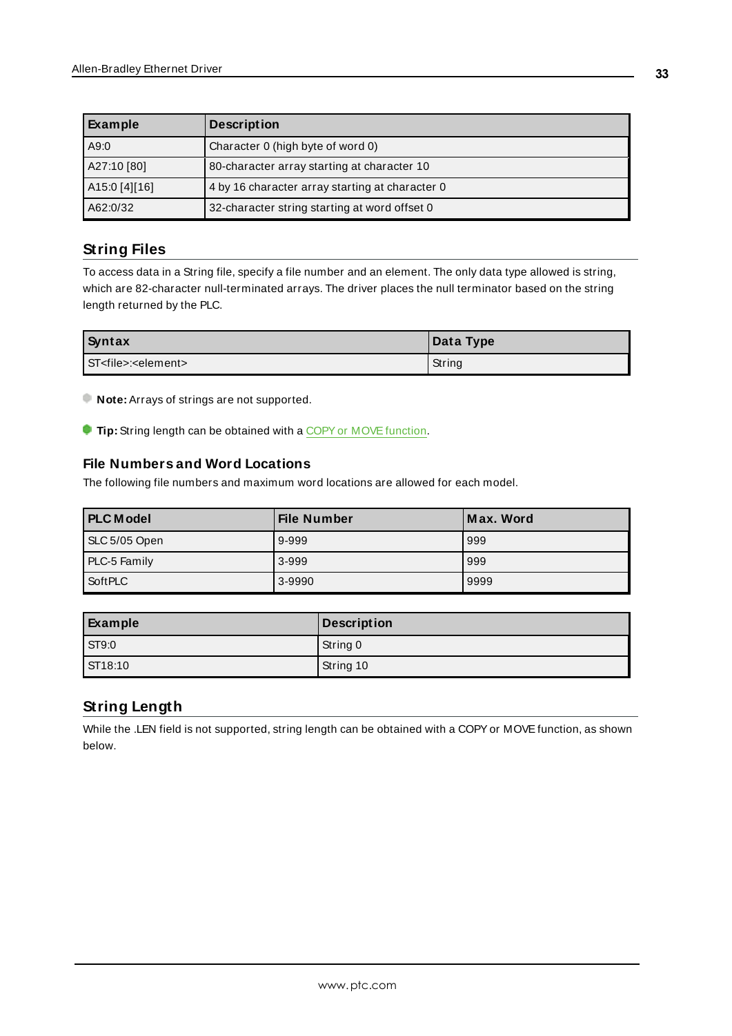| Example | Description |
| --- | --- |
| A9:0 | Character 0 (high byte of word 0) |
| A27:10 [80] | 80-character array starting at character 10 |
| A15:0 [4][16] | 4 by 16 character array starting at character 0 |
| A62:0/32 | 32-character string starting at word offset 0 |

## String Files

To access data in a String file, specify a file number and an element. The only data type allowed is string, which are 82-character null-terminated arrays. The driver places the null terminator based on the string length returned by the PLC.

| Syntax | Data Type |
| --- | --- |
| ST<file>:<element> | String |

**Note:** Arrays of strings are not supported.

**Tip:** String length can be obtained with a COPY or MOVE function.

### File Numbers and Word Locations

The following file numbers and maximum word locations are allowed for each model.

| PLC Model | File Number | Max. Word |
| --- | --- | --- |
| SLC 5/05 Open | 9-999 | 999 |
| PLC-5 Family | 3-999 | 999 |
| SoftPLC | 3-9990 | 9999 |

| Example | Description |
| --- | --- |
| ST9:0 | String 0 |
| ST18:10 | String 10 |

## String Length

While the .LEN field is not supported, string length can be obtained with a COPY or MOVE function, as shown below.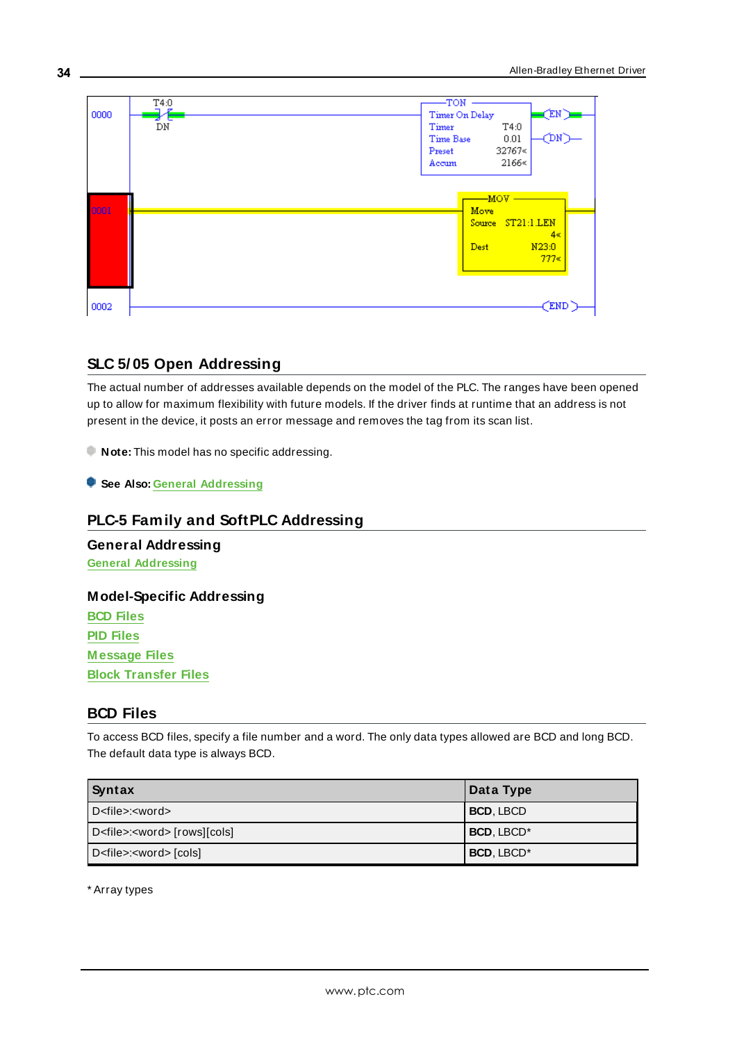## SLC 5/05 Open Addressing

The actual number of addresses available depends on the model of the PLC. The ranges have been opened up to allow for maximum flexibility with future models. If the driver finds at runtime that an address is not present in the device, it posts an error message and removes the tag from its scan list.

**Note:** This model has no specific addressing.

**See Also:** General Addressing

## PLC-5 Family and SoftPLC Addressing

### General Addressing

General Addressing

### Model-Specific Addressing

BCD Files
PID Files
Message Files
Block Transfer Files

## BCD Files

To access BCD files, specify a file number and a word. The only data types allowed are BCD and long BCD. The default data type is always BCD.

| Syntax | Data Type |
|---|---|
| D<file>:<word> | **BCD**, LBCD |
| D<file>:<word> [rows][cols] | **BCD**, LBCD* |
| D<file>:<word> [cols] | **BCD**, LBCD* |

* Array types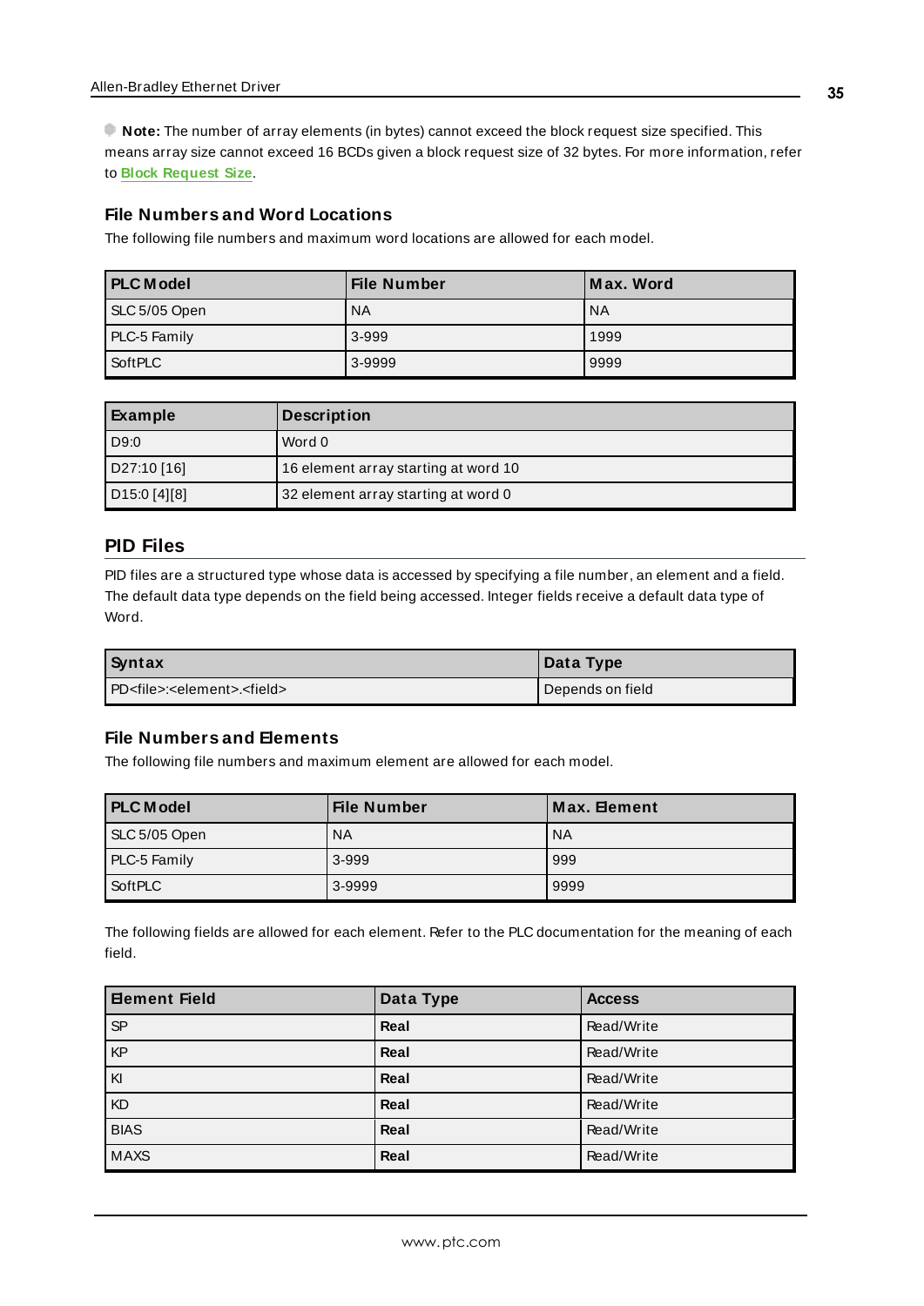**Note:** The number of array elements (in bytes) cannot exceed the block request size specified. This means array size cannot exceed 16 BCDs given a block request size of 32 bytes. For more information, refer to **Block Request Size**.

### File Numbers and Word Locations

The following file numbers and maximum word locations are allowed for each model.

| PLC Model | File Number | Max. Word |
|---|---|---|
| SLC 5/05 Open | NA | NA |
| PLC-5 Family | 3-999 | 1999 |
| SoftPLC | 3-9999 | 9999 |

| Example | Description |
|---|---|
| D9:0 | Word 0 |
| D27:10 [16] | 16 element array starting at word 10 |
| D15:0 [4][8] | 32 element array starting at word 0 |

## PID Files

PID files are a structured type whose data is accessed by specifying a file number, an element and a field. The default data type depends on the field being accessed. Integer fields receive a default data type of Word.

| Syntax | Data Type |
|---|---|
| PD<file>:<element>.<field> | Depends on field |

### File Numbers and Elements

The following file numbers and maximum element are allowed for each model.

| PLC Model | File Number | Max. Element |
|---|---|---|
| SLC 5/05 Open | NA | NA |
| PLC-5 Family | 3-999 | 999 |
| SoftPLC | 3-9999 | 9999 |

The following fields are allowed for each element. Refer to the PLC documentation for the meaning of each field.

| Element Field | Data Type | Access |
|---|---|---|
| SP | **Real** | Read/Write |
| KP | **Real** | Read/Write |
| KI | **Real** | Read/Write |
| KD | **Real** | Read/Write |
| BIAS | **Real** | Read/Write |
| MAXS | **Real** | Read/Write |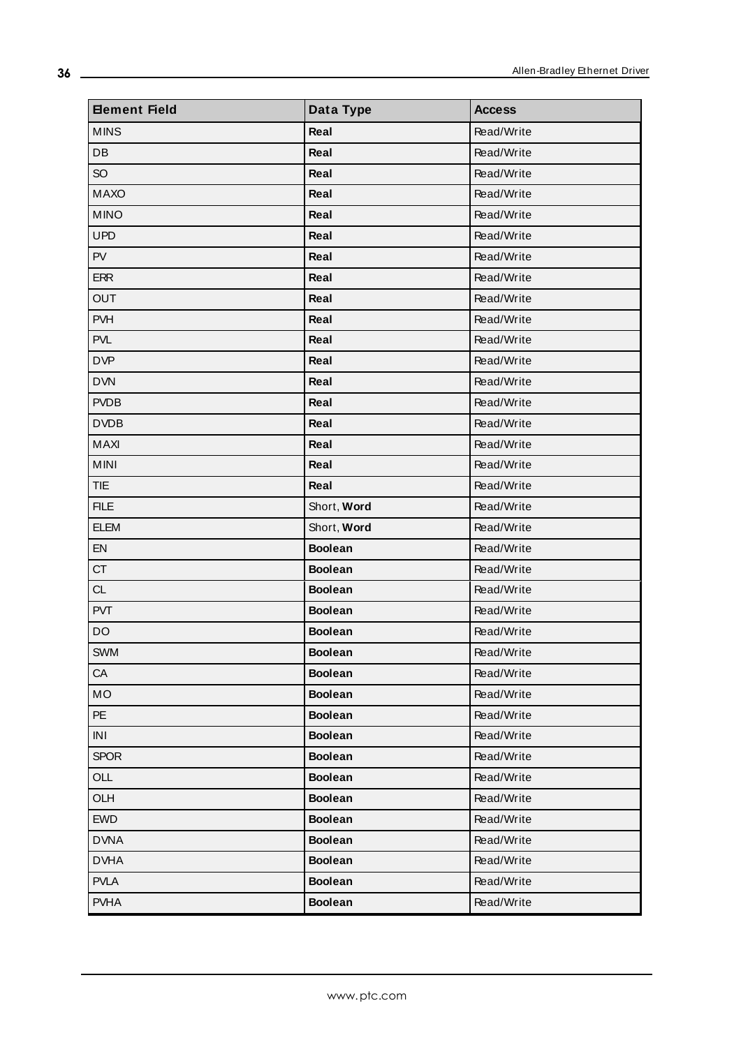| Element Field | Data Type | Access |
|---|---|---|
| MINS | **Real** | Read/Write |
| DB | **Real** | Read/Write |
| SO | **Real** | Read/Write |
| MAXO | **Real** | Read/Write |
| MINO | **Real** | Read/Write |
| UPD | **Real** | Read/Write |
| PV | **Real** | Read/Write |
| ERR | **Real** | Read/Write |
| OUT | **Real** | Read/Write |
| PVH | **Real** | Read/Write |
| PVL | **Real** | Read/Write |
| DVP | **Real** | Read/Write |
| DVN | **Real** | Read/Write |
| PVDB | **Real** | Read/Write |
| DVDB | **Real** | Read/Write |
| MAXI | **Real** | Read/Write |
| MINI | **Real** | Read/Write |
| TIE | **Real** | Read/Write |
| FILE | Short, **Word** | Read/Write |
| ELEM | Short, **Word** | Read/Write |
| EN | **Boolean** | Read/Write |
| CT | **Boolean** | Read/Write |
| CL | **Boolean** | Read/Write |
| PVT | **Boolean** | Read/Write |
| DO | **Boolean** | Read/Write |
| SWM | **Boolean** | Read/Write |
| CA | **Boolean** | Read/Write |
| MO | **Boolean** | Read/Write |
| PE | **Boolean** | Read/Write |
| INI | **Boolean** | Read/Write |
| SPOR | **Boolean** | Read/Write |
| OLL | **Boolean** | Read/Write |
| OLH | **Boolean** | Read/Write |
| EWD | **Boolean** | Read/Write |
| DVNA | **Boolean** | Read/Write |
| DVHA | **Boolean** | Read/Write |
| PVLA | **Boolean** | Read/Write |
| PVHA | **Boolean** | Read/Write |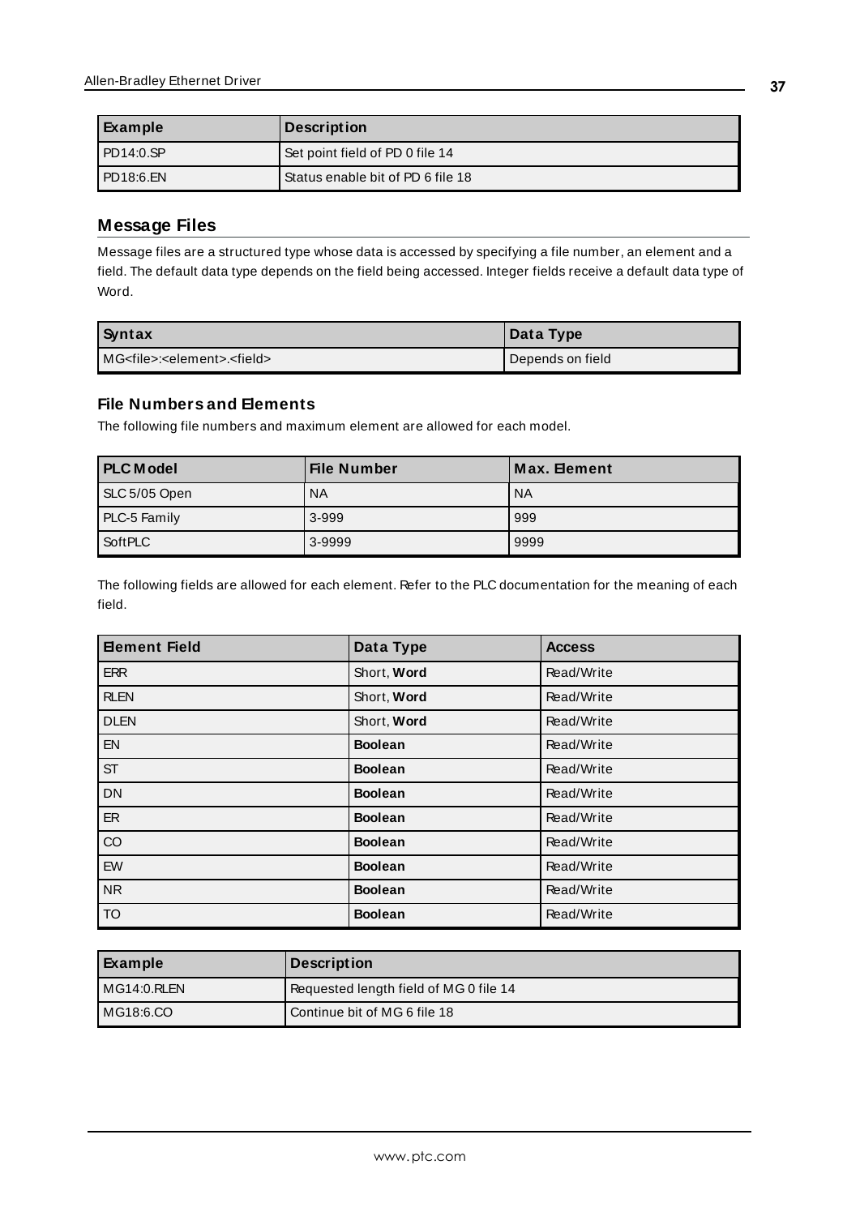| Example | Description |
| --- | --- |
| PD14:0.SP | Set point field of PD 0 file 14 |
| PD18:6.EN | Status enable bit of PD 6 file 18 |

## Message Files

Message files are a structured type whose data is accessed by specifying a file number, an element and a field. The default data type depends on the field being accessed. Integer fields receive a default data type of Word.

| Syntax | Data Type |
| --- | --- |
| MG<file>:<element>.<field> | Depends on field |

### File Numbers and Elements

The following file numbers and maximum element are allowed for each model.

| PLC Model | File Number | Max. Element |
| --- | --- | --- |
| SLC 5/05 Open | NA | NA |
| PLC-5 Family | 3-999 | 999 |
| SoftPLC | 3-9999 | 9999 |

The following fields are allowed for each element. Refer to the PLC documentation for the meaning of each field.

| Element Field | Data Type | Access |
| --- | --- | --- |
| ERR | Short, **Word** | Read/Write |
| RLEN | Short, **Word** | Read/Write |
| DLEN | Short, **Word** | Read/Write |
| EN | **Boolean** | Read/Write |
| ST | **Boolean** | Read/Write |
| DN | **Boolean** | Read/Write |
| ER | **Boolean** | Read/Write |
| CO | **Boolean** | Read/Write |
| EW | **Boolean** | Read/Write |
| NR | **Boolean** | Read/Write |
| TO | **Boolean** | Read/Write |

| Example | Description |
| --- | --- |
| MG14:0.RLEN | Requested length field of MG 0 file 14 |
| MG18:6.CO | Continue bit of MG 6 file 18 |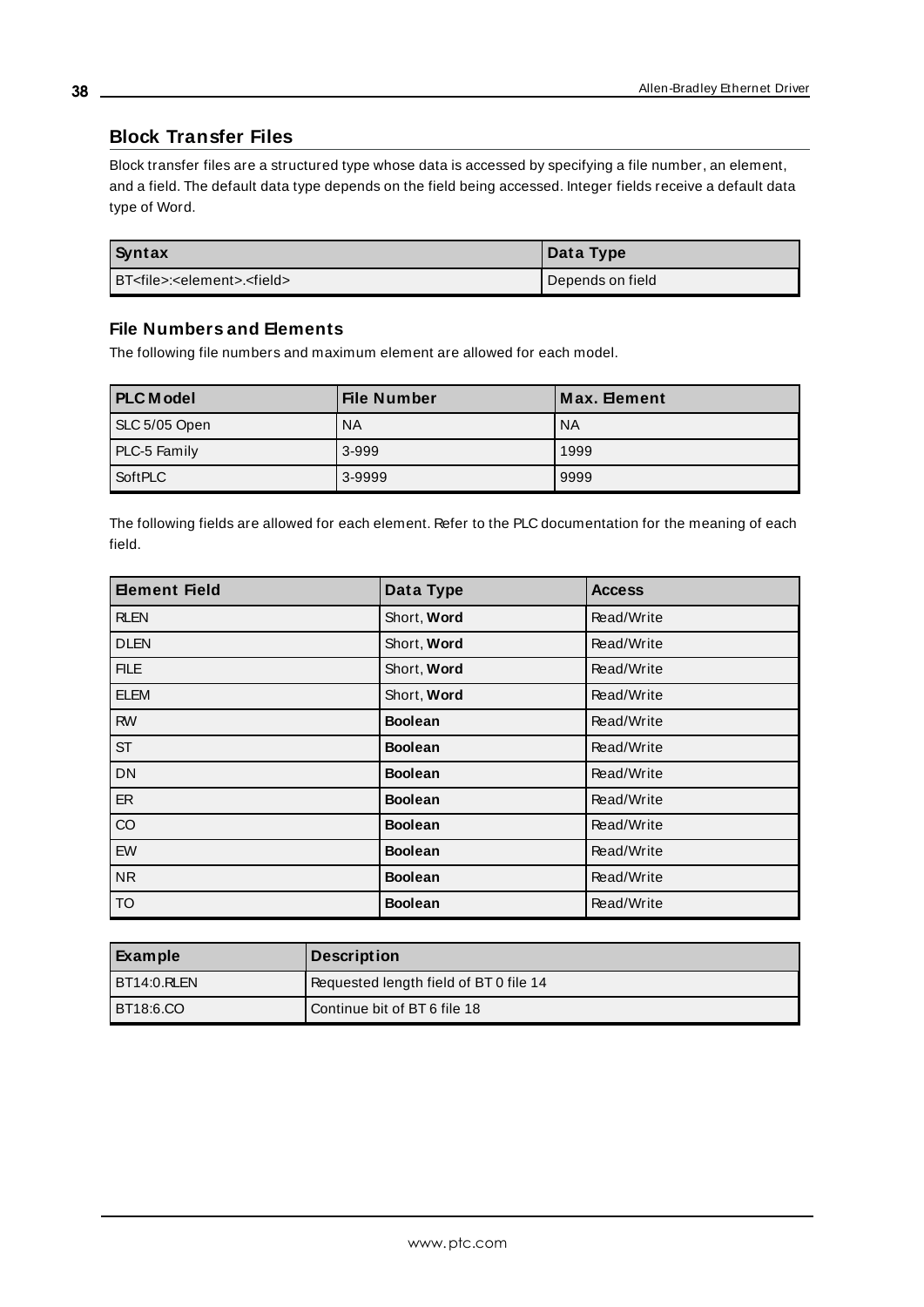## Block Transfer Files

Block transfer files are a structured type whose data is accessed by specifying a file number, an element, and a field. The default data type depends on the field being accessed. Integer fields receive a default data type of Word.

| Syntax | Data Type |
|---|---|
| BT<file>:<element>.<field> | Depends on field |

### File Numbers and Elements

The following file numbers and maximum element are allowed for each model.

| PLC Model | File Number | Max. Element |
|---|---|---|
| SLC 5/05 Open | NA | NA |
| PLC-5 Family | 3-999 | 1999 |
| SoftPLC | 3-9999 | 9999 |

The following fields are allowed for each element. Refer to the PLC documentation for the meaning of each field.

| Element Field | Data Type | Access |
|---|---|---|
| RLEN | Short, **Word** | Read/Write |
| DLEN | Short, **Word** | Read/Write |
| FILE | Short, **Word** | Read/Write |
| ELEM | Short, **Word** | Read/Write |
| RW | **Boolean** | Read/Write |
| ST | **Boolean** | Read/Write |
| DN | **Boolean** | Read/Write |
| ER | **Boolean** | Read/Write |
| CO | **Boolean** | Read/Write |
| EW | **Boolean** | Read/Write |
| NR | **Boolean** | Read/Write |
| TO | **Boolean** | Read/Write |

| Example | Description |
|---|---|
| BT14:0.RLEN | Requested length field of BT 0 file 14 |
| BT18:6.CO | Continue bit of BT 6 file 18 |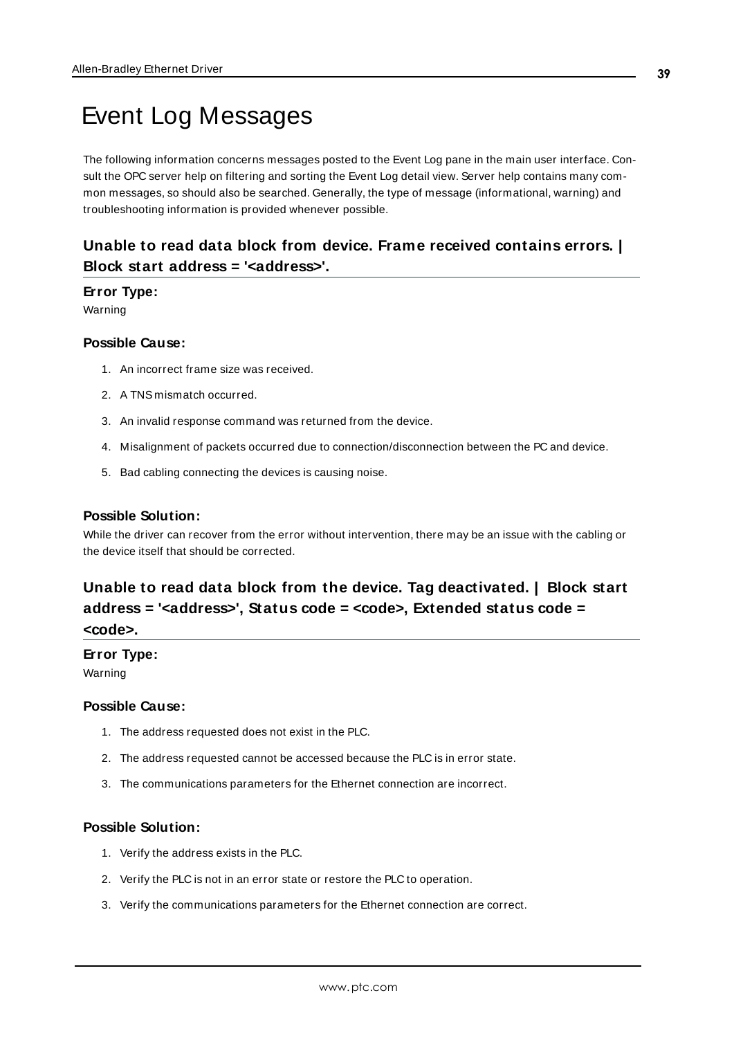# Event Log Messages

The following information concerns messages posted to the Event Log pane in the main user interface. Consult the OPC server help on filtering and sorting the Event Log detail view. Server help contains many common messages, so should also be searched. Generally, the type of message (informational, warning) and troubleshooting information is provided whenever possible.

## Unable to read data block from device. Frame received contains errors. | Block start address = '<address>'.

#### Error Type:

Warning

#### Possible Cause:

1. An incorrect frame size was received.
2. A TNS mismatch occurred.
3. An invalid response command was returned from the device.
4. Misalignment of packets occurred due to connection/disconnection between the PC and device.
5. Bad cabling connecting the devices is causing noise.

#### Possible Solution:

While the driver can recover from the error without intervention, there may be an issue with the cabling or the device itself that should be corrected.

## Unable to read data block from the device. Tag deactivated. | Block start address = '<address>', Status code = <code>, Extended status code = <code>.

#### Error Type:

Warning

#### Possible Cause:

1. The address requested does not exist in the PLC.
2. The address requested cannot be accessed because the PLC is in error state.
3. The communications parameters for the Ethernet connection are incorrect.

#### Possible Solution:

1. Verify the address exists in the PLC.
2. Verify the PLC is not in an error state or restore the PLC to operation.
3. Verify the communications parameters for the Ethernet connection are correct.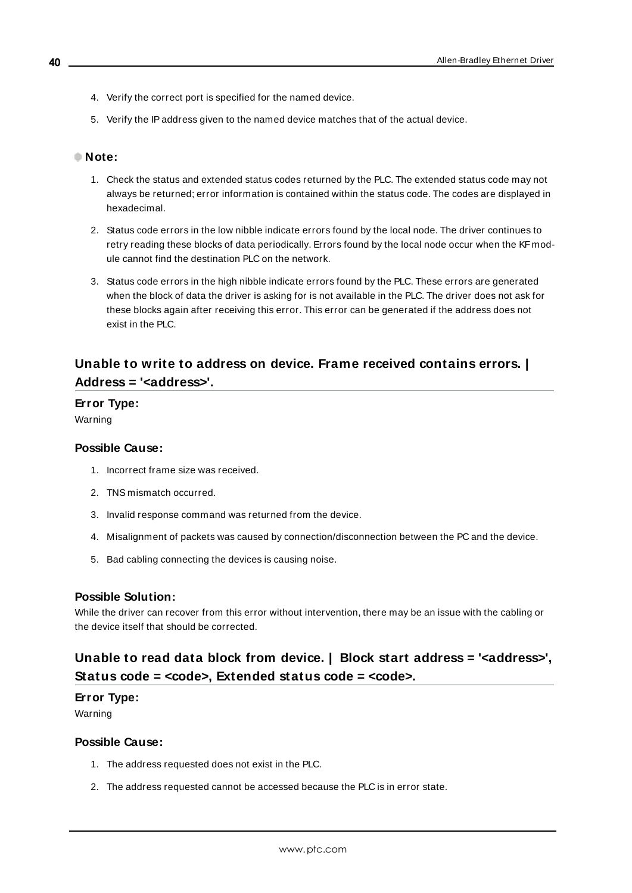4. Verify the correct port is specified for the named device.
5. Verify the IP address given to the named device matches that of the actual device.

**Note:**

1. Check the status and extended status codes returned by the PLC. The extended status code may not always be returned; error information is contained within the status code. The codes are displayed in hexadecimal.
2. Status code errors in the low nibble indicate errors found by the local node. The driver continues to retry reading these blocks of data periodically. Errors found by the local node occur when the KF module cannot find the destination PLC on the network.
3. Status code errors in the high nibble indicate errors found by the PLC. These errors are generated when the block of data the driver is asking for is not available in the PLC. The driver does not ask for these blocks again after receiving this error. This error can be generated if the address does not exist in the PLC.

## Unable to write to address on device. Frame received contains errors. | Address = '<address>'.

**Error Type:**

Warning

**Possible Cause:**

1. Incorrect frame size was received.
2. TNS mismatch occurred.
3. Invalid response command was returned from the device.
4. Misalignment of packets was caused by connection/disconnection between the PC and the device.
5. Bad cabling connecting the devices is causing noise.

**Possible Solution:**

While the driver can recover from this error without intervention, there may be an issue with the cabling or the device itself that should be corrected.

## Unable to read data block from device. | Block start address = '<address>', Status code = <code>, Extended status code = <code>.

**Error Type:**

Warning

**Possible Cause:**

1. The address requested does not exist in the PLC.
2. The address requested cannot be accessed because the PLC is in error state.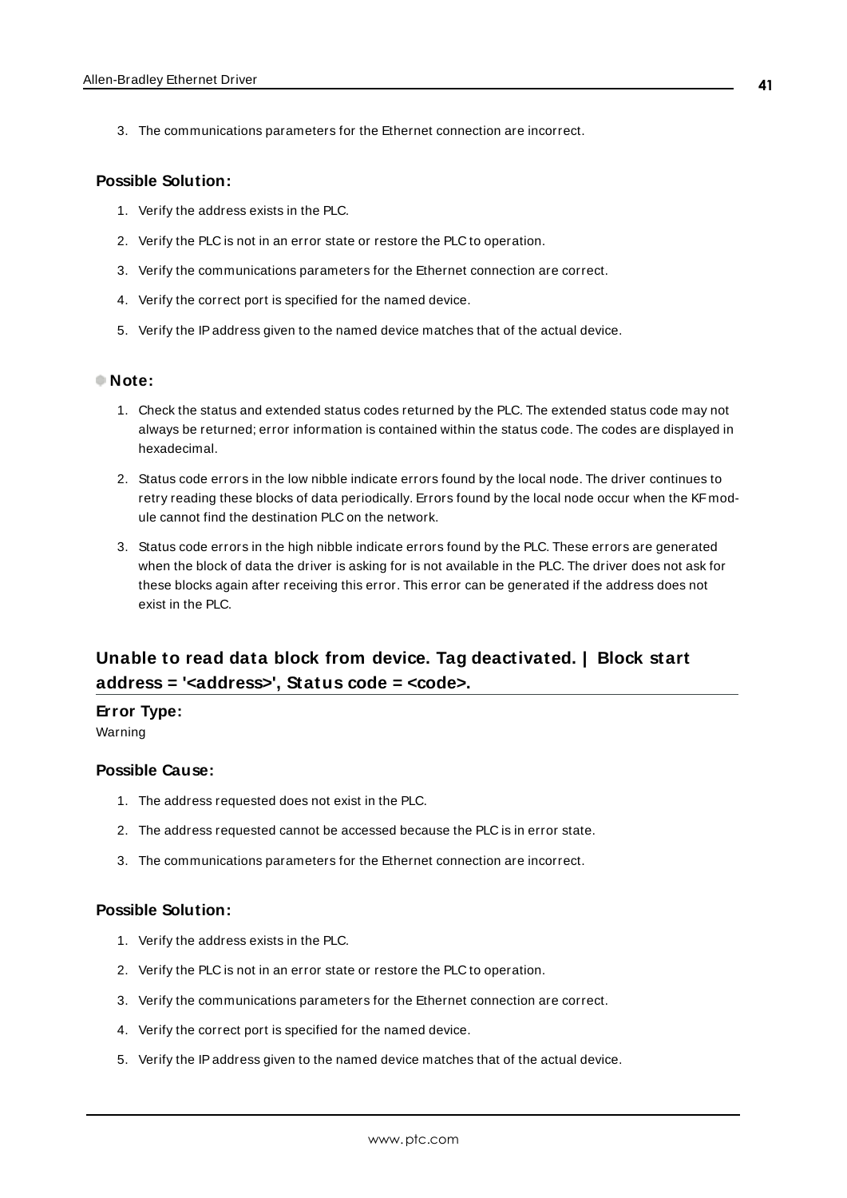3. The communications parameters for the Ethernet connection are incorrect.

#### Possible Solution:

1. Verify the address exists in the PLC.
2. Verify the PLC is not in an error state or restore the PLC to operation.
3. Verify the communications parameters for the Ethernet connection are correct.
4. Verify the correct port is specified for the named device.
5. Verify the IP address given to the named device matches that of the actual device.

#### Note:

1. Check the status and extended status codes returned by the PLC. The extended status code may not always be returned; error information is contained within the status code. The codes are displayed in hexadecimal.
2. Status code errors in the low nibble indicate errors found by the local node. The driver continues to retry reading these blocks of data periodically. Errors found by the local node occur when the KF module cannot find the destination PLC on the network.
3. Status code errors in the high nibble indicate errors found by the PLC. These errors are generated when the block of data the driver is asking for is not available in the PLC. The driver does not ask for these blocks again after receiving this error. This error can be generated if the address does not exist in the PLC.

## Unable to read data block from device. Tag deactivated. | Block start address = '<address>', Status code = <code>.

#### Error Type:

Warning

#### Possible Cause:

1. The address requested does not exist in the PLC.
2. The address requested cannot be accessed because the PLC is in error state.
3. The communications parameters for the Ethernet connection are incorrect.

#### Possible Solution:

1. Verify the address exists in the PLC.
2. Verify the PLC is not in an error state or restore the PLC to operation.
3. Verify the communications parameters for the Ethernet connection are correct.
4. Verify the correct port is specified for the named device.
5. Verify the IP address given to the named device matches that of the actual device.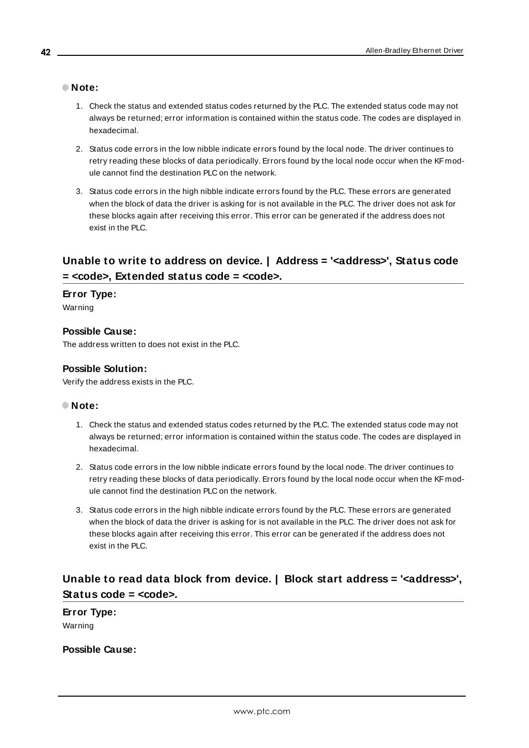**Note:**

1. Check the status and extended status codes returned by the PLC. The extended status code may not always be returned; error information is contained within the status code. The codes are displayed in hexadecimal.
2. Status code errors in the low nibble indicate errors found by the local node. The driver continues to retry reading these blocks of data periodically. Errors found by the local node occur when the KF module cannot find the destination PLC on the network.
3. Status code errors in the high nibble indicate errors found by the PLC. These errors are generated when the block of data the driver is asking for is not available in the PLC. The driver does not ask for these blocks again after receiving this error. This error can be generated if the address does not exist in the PLC.

## Unable to write to address on device. | Address = '<address>', Status code = <code>, Extended status code = <code>.

**Error Type:**
Warning

**Possible Cause:**
The address written to does not exist in the PLC.

**Possible Solution:**
Verify the address exists in the PLC.

**Note:**

1. Check the status and extended status codes returned by the PLC. The extended status code may not always be returned; error information is contained within the status code. The codes are displayed in hexadecimal.
2. Status code errors in the low nibble indicate errors found by the local node. The driver continues to retry reading these blocks of data periodically. Errors found by the local node occur when the KF module cannot find the destination PLC on the network.
3. Status code errors in the high nibble indicate errors found by the PLC. These errors are generated when the block of data the driver is asking for is not available in the PLC. The driver does not ask for these blocks again after receiving this error. This error can be generated if the address does not exist in the PLC.

## Unable to read data block from device. | Block start address = '<address>', Status code = <code>.

**Error Type:**
Warning

**Possible Cause:**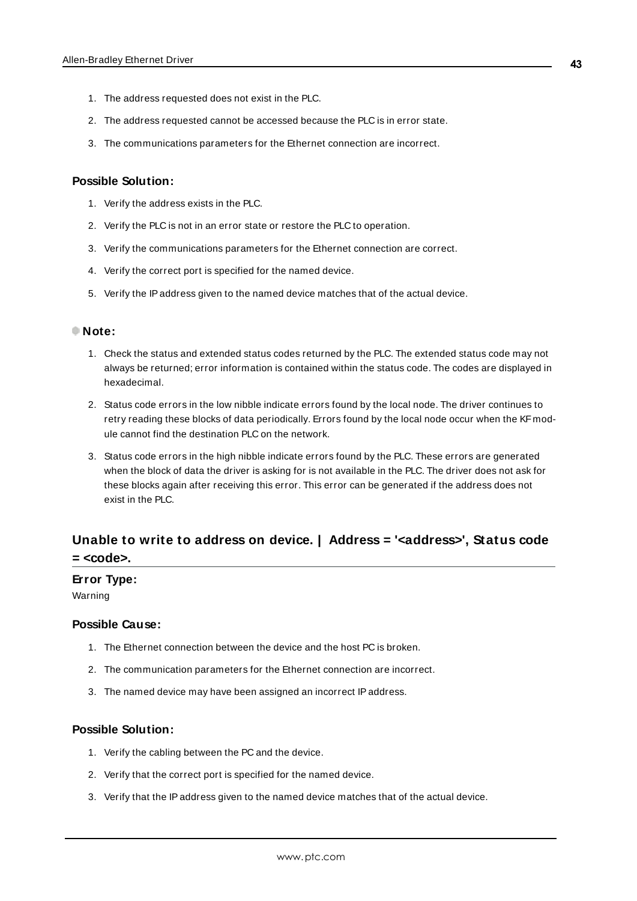1. The address requested does not exist in the PLC.
2. The address requested cannot be accessed because the PLC is in error state.
3. The communications parameters for the Ethernet connection are incorrect.

#### Possible Solution:

1. Verify the address exists in the PLC.
2. Verify the PLC is not in an error state or restore the PLC to operation.
3. Verify the communications parameters for the Ethernet connection are correct.
4. Verify the correct port is specified for the named device.
5. Verify the IP address given to the named device matches that of the actual device.

#### Note:

1. Check the status and extended status codes returned by the PLC. The extended status code may not always be returned; error information is contained within the status code. The codes are displayed in hexadecimal.
2. Status code errors in the low nibble indicate errors found by the local node. The driver continues to retry reading these blocks of data periodically. Errors found by the local node occur when the KF module cannot find the destination PLC on the network.
3. Status code errors in the high nibble indicate errors found by the PLC. These errors are generated when the block of data the driver is asking for is not available in the PLC. The driver does not ask for these blocks again after receiving this error. This error can be generated if the address does not exist in the PLC.

## Unable to write to address on device. | Address = '<address>', Status code = <code>.

#### Error Type:

Warning

#### Possible Cause:

1. The Ethernet connection between the device and the host PC is broken.
2. The communication parameters for the Ethernet connection are incorrect.
3. The named device may have been assigned an incorrect IP address.

#### Possible Solution:

1. Verify the cabling between the PC and the device.
2. Verify that the correct port is specified for the named device.
3. Verify that the IP address given to the named device matches that of the actual device.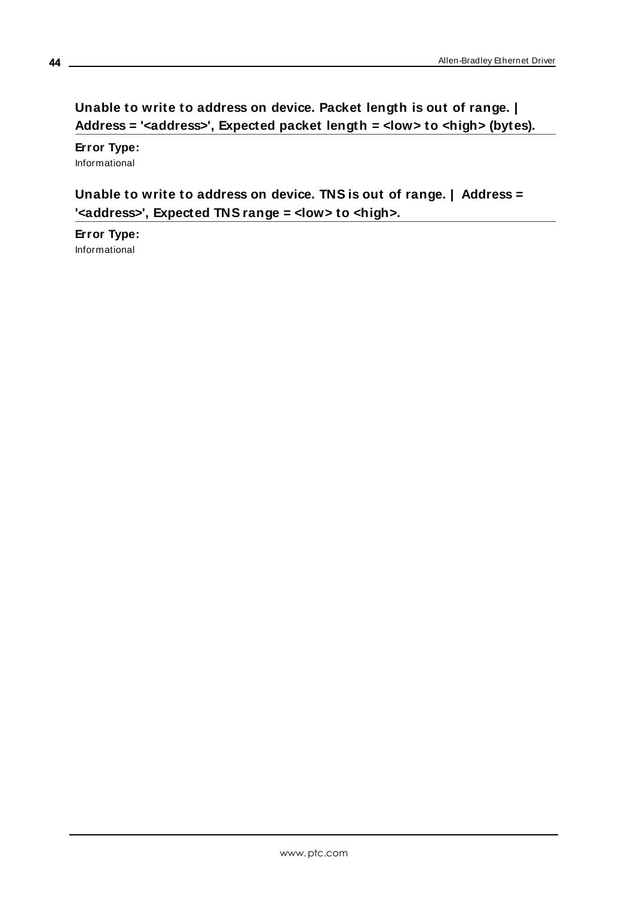### Unable to write to address on device. Packet length is out of range. | Address = '<address>', Expected packet length = <low> to <high> (bytes).

**Error Type:**
Informational

### Unable to write to address on device. TNS is out of range. | Address = '<address>', Expected TNS range = <low> to <high>.

**Error Type:**
Informational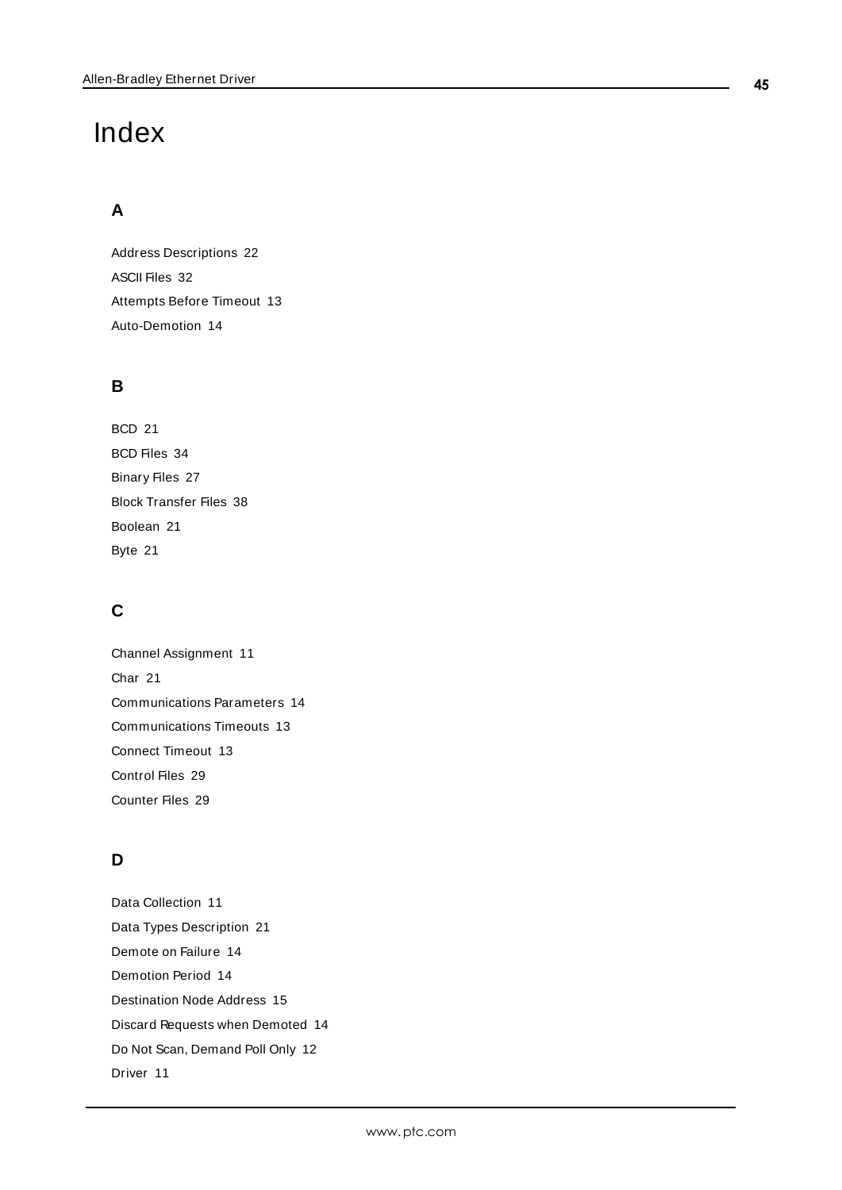# Index

## A

Address Descriptions 22

ASCII Files 32

Attempts Before Timeout 13

Auto-Demotion 14

## B

BCD 21

BCD Files 34

Binary Files 27

Block Transfer Files 38

Boolean 21

Byte 21

## C

Channel Assignment 11

Char 21

Communications Parameters 14

Communications Timeouts 13

Connect Timeout 13

Control Files 29

Counter Files 29

## D

Data Collection 11

Data Types Description 21

Demote on Failure 14

Demotion Period 14

Destination Node Address 15

Discard Requests when Demoted 14

Do Not Scan, Demand Poll Only 12

Driver 11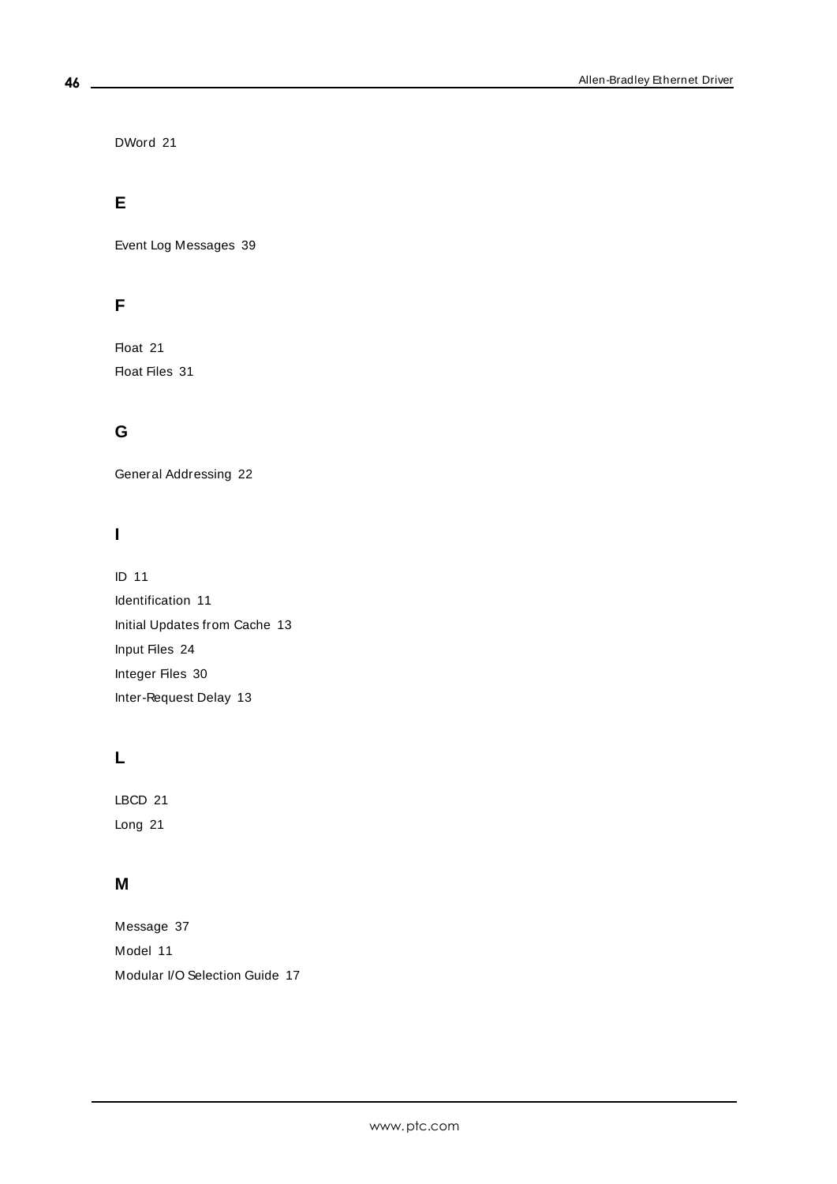DWord 21

## E

Event Log Messages 39

## F

Float 21

Float Files 31

## G

General Addressing 22

## I

ID 11

Identification 11

Initial Updates from Cache 13

Input Files 24

Integer Files 30

Inter-Request Delay 13

## L

LBCD 21

Long 21

## M

Message 37

Model 11

Modular I/O Selection Guide 17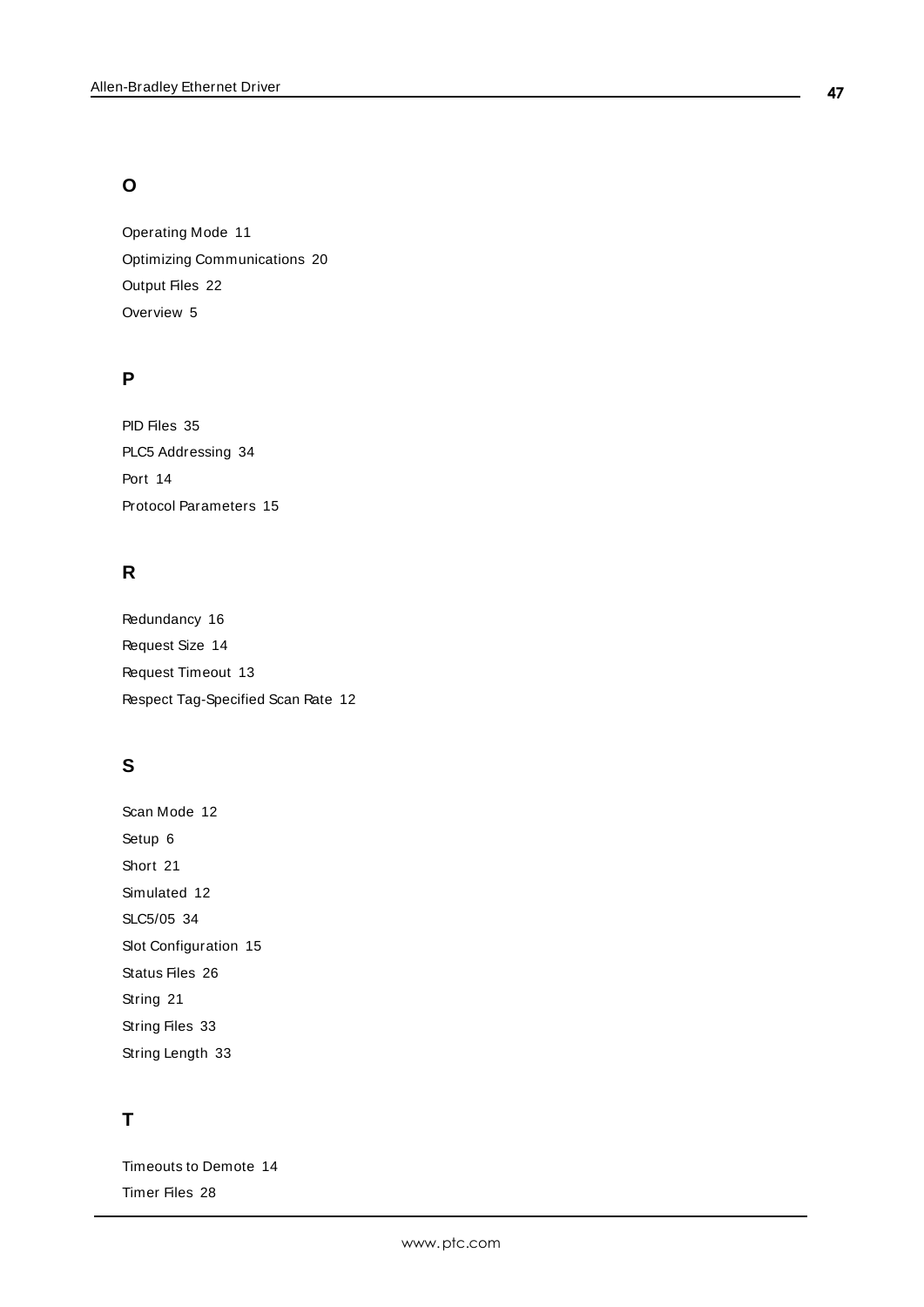## O

Operating Mode 11

Optimizing Communications 20

Output Files 22

Overview 5

## P

PID Files 35

PLC5 Addressing 34

Port 14

Protocol Parameters 15

## R

Redundancy 16

Request Size 14

Request Timeout 13

Respect Tag-Specified Scan Rate 12

## S

Scan Mode 12

Setup 6

Short 21

Simulated 12

SLC5/05 34

Slot Configuration 15

Status Files 26

String 21

String Files 33

String Length 33

## T

Timeouts to Demote 14

Timer Files 28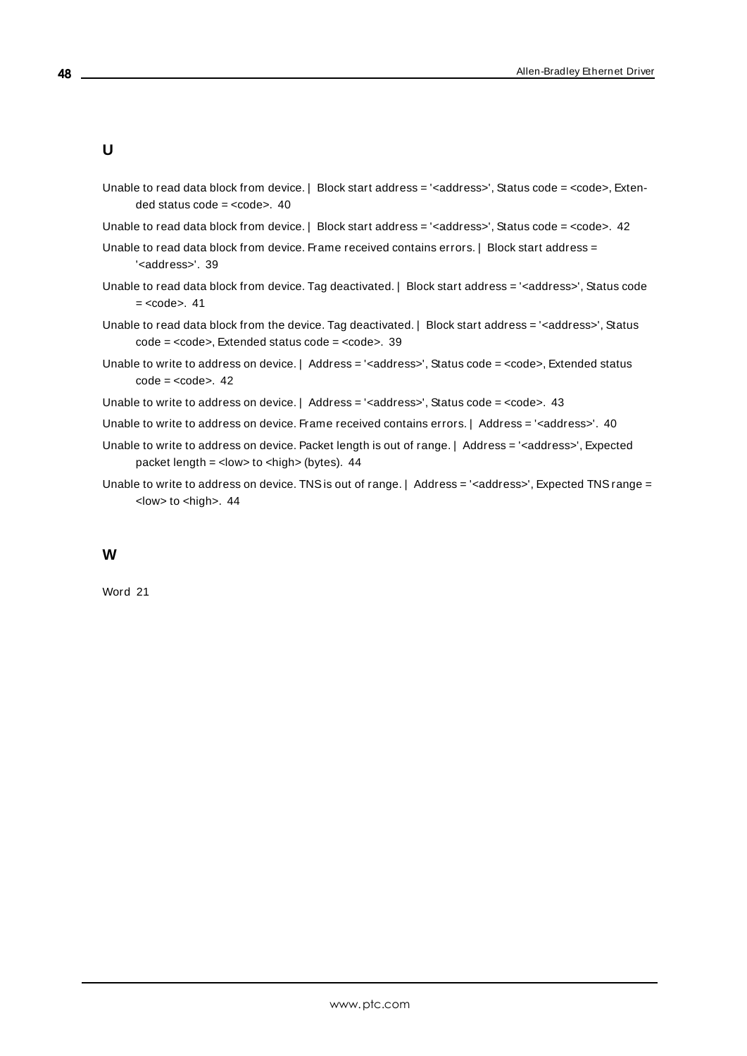## U

Unable to read data block from device. | Block start address = '<address>', Status code = <code>, Extended status code = <code>. 40

Unable to read data block from device. | Block start address = '<address>', Status code = <code>. 42

Unable to read data block from device. Frame received contains errors. | Block start address = '<address>'. 39

Unable to read data block from device. Tag deactivated. | Block start address = '<address>', Status code = <code>. 41

Unable to read data block from the device. Tag deactivated. | Block start address = '<address>', Status code = <code>, Extended status code = <code>. 39

Unable to write to address on device. | Address = '<address>', Status code = <code>, Extended status code = <code>. 42

Unable to write to address on device. | Address = '<address>', Status code = <code>. 43

Unable to write to address on device. Frame received contains errors. | Address = '<address>'. 40

Unable to write to address on device. Packet length is out of range. | Address = '<address>', Expected packet length = <low> to <high> (bytes). 44

Unable to write to address on device. TNS is out of range. | Address = '<address>', Expected TNS range = <low> to <high>. 44

## W

Word 21